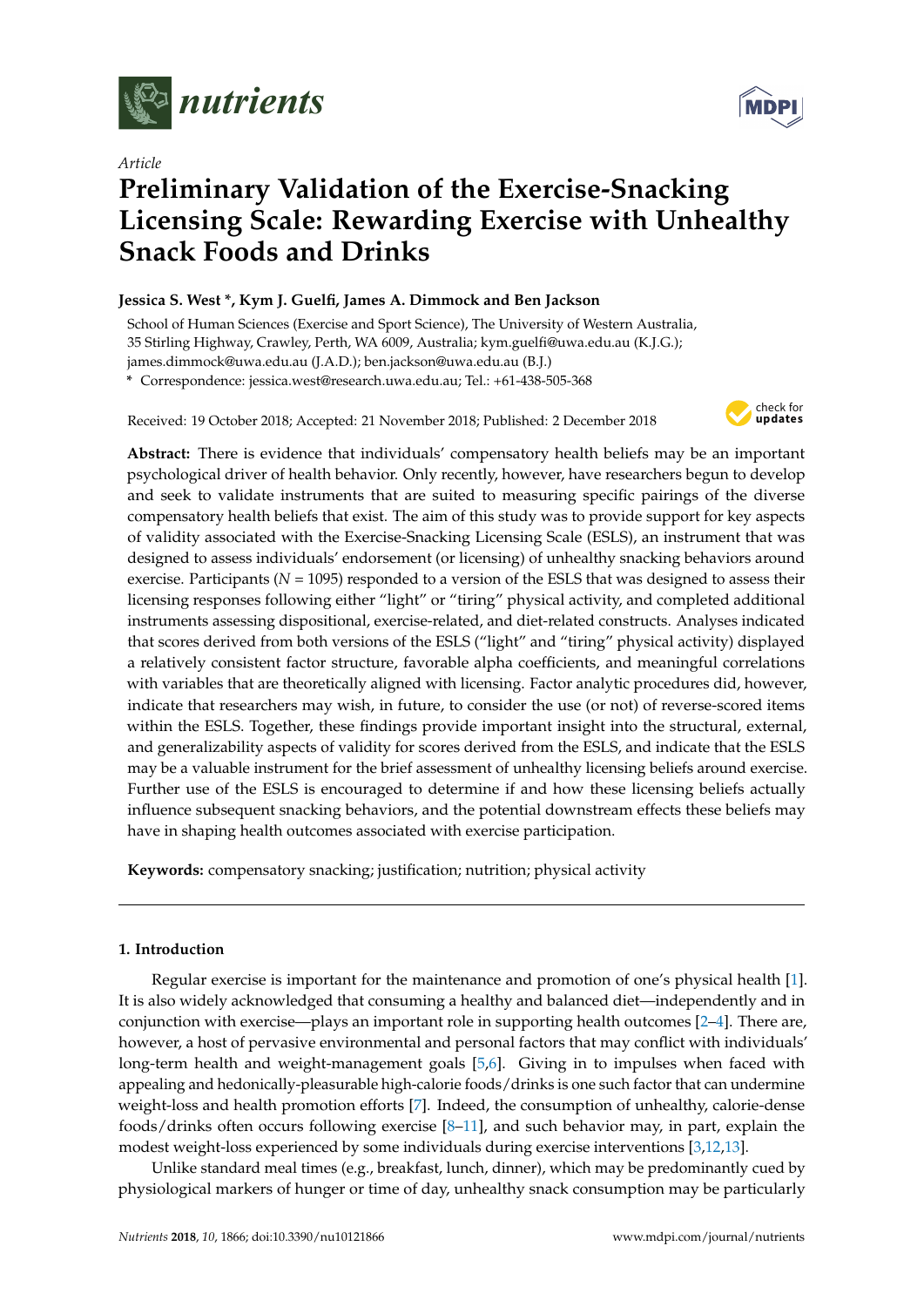*Article*

# Preliminary Validation of the Exercise-Snacking Licensing Scale: Rewarding Exercise with Unhealthy Snack Foods and Drinks

**Jessica S. West \*, Kym J. Guelfi, James A. Dimmock and Ben Jackson**

School of Human Sciences (Exercise and Sport Science), The University of Western Australia, 35 Stirling Highway, Crawley, Perth, WA 6009, Australia; kym.guelfi@uwa.edu.au (K.J.G.); james.dimmock@uwa.edu.au (J.A.D.); ben.jackson@uwa.edu.au (B.J.)

\* Correspondence: jessica.west@research.uwa.edu.au; Tel.: +61-438-505-368

Received: 19 October 2018; Accepted: 21 November 2018; Published: 2 December 2018

**Abstract:** There is evidence that individuals' compensatory health beliefs may be an important psychological driver of health behavior. Only recently, however, have researchers begun to develop and seek to validate instruments that are suited to measuring specific pairings of the diverse compensatory health beliefs that exist. The aim of this study was to provide support for key aspects of validity associated with the Exercise-Snacking Licensing Scale (ESLS), an instrument that was designed to assess individuals' endorsement (or licensing) of unhealthy snacking behaviors around exercise. Participants ($N$ = 1095) responded to a version of the ESLS that was designed to assess their licensing responses following either "light" or "tiring" physical activity, and completed additional instruments assessing dispositional, exercise-related, and diet-related constructs. Analyses indicated that scores derived from both versions of the ESLS ("light" and "tiring" physical activity) displayed a relatively consistent factor structure, favorable alpha coefficients, and meaningful correlations with variables that are theoretically aligned with licensing. Factor analytic procedures did, however, indicate that researchers may wish, in future, to consider the use (or not) of reverse-scored items within the ESLS. Together, these findings provide important insight into the structural, external, and generalizability aspects of validity for scores derived from the ESLS, and indicate that the ESLS may be a valuable instrument for the brief assessment of unhealthy licensing beliefs around exercise. Further use of the ESLS is encouraged to determine if and how these licensing beliefs actually influence subsequent snacking behaviors, and the potential downstream effects these beliefs may have in shaping health outcomes associated with exercise participation.

**Keywords:** compensatory snacking; justification; nutrition; physical activity

## 1. Introduction

Regular exercise is important for the maintenance and promotion of one's physical health [1]. It is also widely acknowledged that consuming a healthy and balanced diet—independently and in conjunction with exercise—plays an important role in supporting health outcomes [2–4]. There are, however, a host of pervasive environmental and personal factors that may conflict with individuals' long-term health and weight-management goals [5,6]. Giving in to impulses when faced with appealing and hedonically-pleasurable high-calorie foods/drinks is one such factor that can undermine weight-loss and health promotion efforts [7]. Indeed, the consumption of unhealthy, calorie-dense foods/drinks often occurs following exercise [8–11], and such behavior may, in part, explain the modest weight-loss experienced by some individuals during exercise interventions [3,12,13].

Unlike standard meal times (e.g., breakfast, lunch, dinner), which may be predominantly cued by physiological markers of hunger or time of day, unhealthy snack consumption may be particularly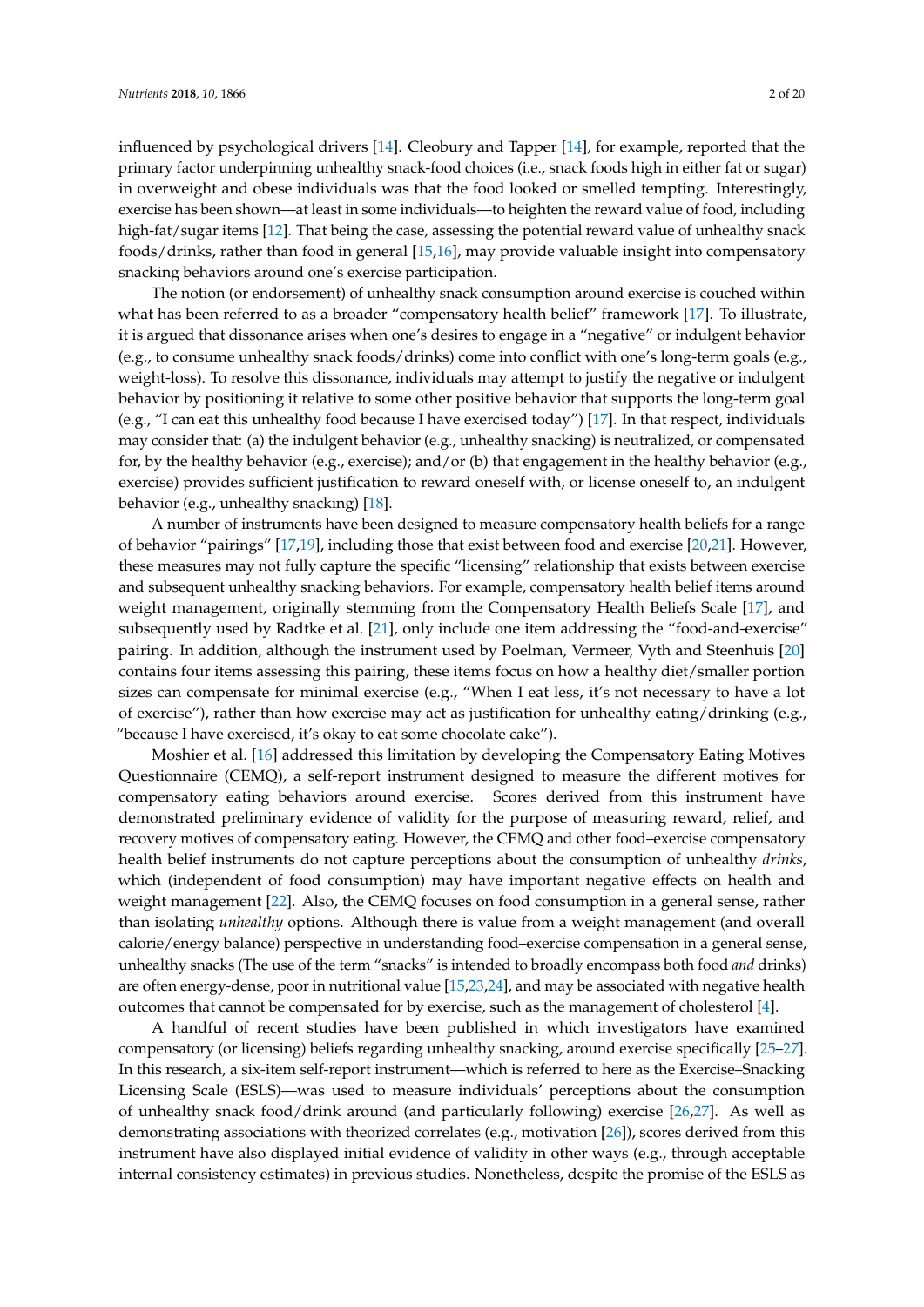influenced by psychological drivers [14]. Cleobury and Tapper [14], for example, reported that the primary factor underpinning unhealthy snack-food choices (i.e., snack foods high in either fat or sugar) in overweight and obese individuals was that the food looked or smelled tempting. Interestingly, exercise has been shown—at least in some individuals—to heighten the reward value of food, including high-fat/sugar items [12]. That being the case, assessing the potential reward value of unhealthy snack foods/drinks, rather than food in general [15,16], may provide valuable insight into compensatory snacking behaviors around one's exercise participation.

The notion (or endorsement) of unhealthy snack consumption around exercise is couched within what has been referred to as a broader "compensatory health belief" framework [17]. To illustrate, it is argued that dissonance arises when one's desires to engage in a "negative" or indulgent behavior (e.g., to consume unhealthy snack foods/drinks) come into conflict with one's long-term goals (e.g., weight-loss). To resolve this dissonance, individuals may attempt to justify the negative or indulgent behavior by positioning it relative to some other positive behavior that supports the long-term goal (e.g., "I can eat this unhealthy food because I have exercised today") [17]. In that respect, individuals may consider that: (a) the indulgent behavior (e.g., unhealthy snacking) is neutralized, or compensated for, by the healthy behavior (e.g., exercise); and/or (b) that engagement in the healthy behavior (e.g., exercise) provides sufficient justification to reward oneself with, or license oneself to, an indulgent behavior (e.g., unhealthy snacking) [18].

A number of instruments have been designed to measure compensatory health beliefs for a range of behavior "pairings" [17,19], including those that exist between food and exercise [20,21]. However, these measures may not fully capture the specific "licensing" relationship that exists between exercise and subsequent unhealthy snacking behaviors. For example, compensatory health belief items around weight management, originally stemming from the Compensatory Health Beliefs Scale [17], and subsequently used by Radtke et al. [21], only include one item addressing the "food-and-exercise" pairing. In addition, although the instrument used by Poelman, Vermeer, Vyth and Steenhuis [20] contains four items assessing this pairing, these items focus on how a healthy diet/smaller portion sizes can compensate for minimal exercise (e.g., "When I eat less, it's not necessary to have a lot of exercise"), rather than how exercise may act as justification for unhealthy eating/drinking (e.g., "because I have exercised, it's okay to eat some chocolate cake").

Moshier et al. [16] addressed this limitation by developing the Compensatory Eating Motives Questionnaire (CEMQ), a self-report instrument designed to measure the different motives for compensatory eating behaviors around exercise. Scores derived from this instrument have demonstrated preliminary evidence of validity for the purpose of measuring reward, relief, and recovery motives of compensatory eating. However, the CEMQ and other food–exercise compensatory health belief instruments do not capture perceptions about the consumption of unhealthy *drinks*, which (independent of food consumption) may have important negative effects on health and weight management [22]. Also, the CEMQ focuses on food consumption in a general sense, rather than isolating *unhealthy* options. Although there is value from a weight management (and overall calorie/energy balance) perspective in understanding food–exercise compensation in a general sense, unhealthy snacks (The use of the term "snacks" is intended to broadly encompass both food *and* drinks) are often energy-dense, poor in nutritional value [15,23,24], and may be associated with negative health outcomes that cannot be compensated for by exercise, such as the management of cholesterol [4].

A handful of recent studies have been published in which investigators have examined compensatory (or licensing) beliefs regarding unhealthy snacking, around exercise specifically [25–27]. In this research, a six-item self-report instrument—which is referred to here as the Exercise–Snacking Licensing Scale (ESLS)—was used to measure individuals' perceptions about the consumption of unhealthy snack food/drink around (and particularly following) exercise [26,27]. As well as demonstrating associations with theorized correlates (e.g., motivation [26]), scores derived from this instrument have also displayed initial evidence of validity in other ways (e.g., through acceptable internal consistency estimates) in previous studies. Nonetheless, despite the promise of the ESLS as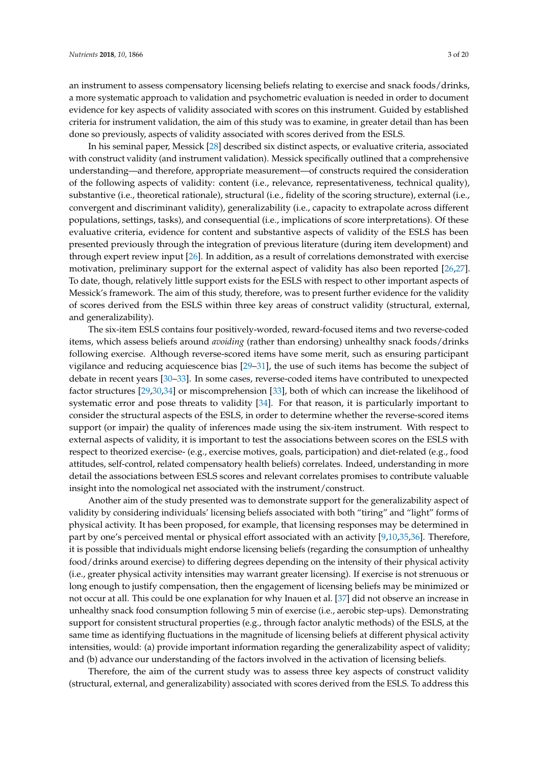an instrument to assess compensatory licensing beliefs relating to exercise and snack foods/drinks, a more systematic approach to validation and psychometric evaluation is needed in order to document evidence for key aspects of validity associated with scores on this instrument. Guided by established criteria for instrument validation, the aim of this study was to examine, in greater detail than has been done so previously, aspects of validity associated with scores derived from the ESLS.

In his seminal paper, Messick [28] described six distinct aspects, or evaluative criteria, associated with construct validity (and instrument validation). Messick specifically outlined that a comprehensive understanding—and therefore, appropriate measurement—of constructs required the consideration of the following aspects of validity: content (i.e., relevance, representativeness, technical quality), substantive (i.e., theoretical rationale), structural (i.e., fidelity of the scoring structure), external (i.e., convergent and discriminant validity), generalizability (i.e., capacity to extrapolate across different populations, settings, tasks), and consequential (i.e., implications of score interpretations). Of these evaluative criteria, evidence for content and substantive aspects of validity of the ESLS has been presented previously through the integration of previous literature (during item development) and through expert review input [26]. In addition, as a result of correlations demonstrated with exercise motivation, preliminary support for the external aspect of validity has also been reported [26,27]. To date, though, relatively little support exists for the ESLS with respect to other important aspects of Messick's framework. The aim of this study, therefore, was to present further evidence for the validity of scores derived from the ESLS within three key areas of construct validity (structural, external, and generalizability).

The six-item ESLS contains four positively-worded, reward-focused items and two reverse-coded items, which assess beliefs around *avoiding* (rather than endorsing) unhealthy snack foods/drinks following exercise. Although reverse-scored items have some merit, such as ensuring participant vigilance and reducing acquiescence bias [29–31], the use of such items has become the subject of debate in recent years [30–33]. In some cases, reverse-coded items have contributed to unexpected factor structures [29,30,34] or miscomprehension [33], both of which can increase the likelihood of systematic error and pose threats to validity [34]. For that reason, it is particularly important to consider the structural aspects of the ESLS, in order to determine whether the reverse-scored items support (or impair) the quality of inferences made using the six-item instrument. With respect to external aspects of validity, it is important to test the associations between scores on the ESLS with respect to theorized exercise- (e.g., exercise motives, goals, participation) and diet-related (e.g., food attitudes, self-control, related compensatory health beliefs) correlates. Indeed, understanding in more detail the associations between ESLS scores and relevant correlates promises to contribute valuable insight into the nomological net associated with the instrument/construct.

Another aim of the study presented was to demonstrate support for the generalizability aspect of validity by considering individuals' licensing beliefs associated with both "tiring" and "light" forms of physical activity. It has been proposed, for example, that licensing responses may be determined in part by one's perceived mental or physical effort associated with an activity [9,10,35,36]. Therefore, it is possible that individuals might endorse licensing beliefs (regarding the consumption of unhealthy food/drinks around exercise) to differing degrees depending on the intensity of their physical activity (i.e., greater physical activity intensities may warrant greater licensing). If exercise is not strenuous or long enough to justify compensation, then the engagement of licensing beliefs may be minimized or not occur at all. This could be one explanation for why Inauen et al. [37] did not observe an increase in unhealthy snack food consumption following 5 min of exercise (i.e., aerobic step-ups). Demonstrating support for consistent structural properties (e.g., through factor analytic methods) of the ESLS, at the same time as identifying fluctuations in the magnitude of licensing beliefs at different physical activity intensities, would: (a) provide important information regarding the generalizability aspect of validity; and (b) advance our understanding of the factors involved in the activation of licensing beliefs.

Therefore, the aim of the current study was to assess three key aspects of construct validity (structural, external, and generalizability) associated with scores derived from the ESLS. To address this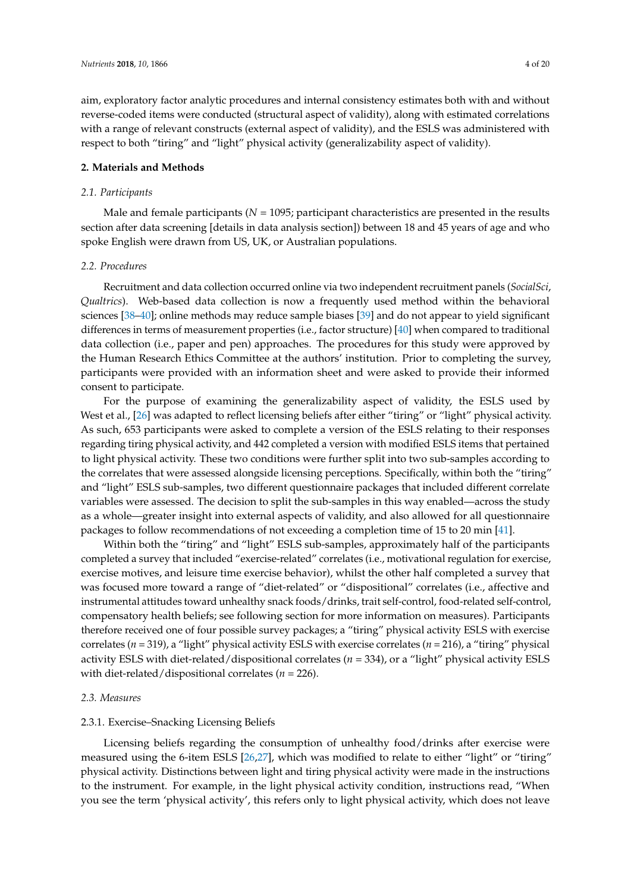aim, exploratory factor analytic procedures and internal consistency estimates both with and without reverse-coded items were conducted (structural aspect of validity), along with estimated correlations with a range of relevant constructs (external aspect of validity), and the ESLS was administered with respect to both "tiring" and "light" physical activity (generalizability aspect of validity).

## 2. Materials and Methods

### 2.1. Participants

Male and female participants ($N$ = 1095; participant characteristics are presented in the results section after data screening [details in data analysis section]) between 18 and 45 years of age and who spoke English were drawn from US, UK, or Australian populations.

### 2.2. Procedures

Recruitment and data collection occurred online via two independent recruitment panels (*SocialSci*, *Qualtrics*). Web-based data collection is now a frequently used method within the behavioral sciences [38–40]; online methods may reduce sample biases [39] and do not appear to yield significant differences in terms of measurement properties (i.e., factor structure) [40] when compared to traditional data collection (i.e., paper and pen) approaches. The procedures for this study were approved by the Human Research Ethics Committee at the authors' institution. Prior to completing the survey, participants were provided with an information sheet and were asked to provide their informed consent to participate.

For the purpose of examining the generalizability aspect of validity, the ESLS used by West et al., [26] was adapted to reflect licensing beliefs after either "tiring" or "light" physical activity. As such, 653 participants were asked to complete a version of the ESLS relating to their responses regarding tiring physical activity, and 442 completed a version with modified ESLS items that pertained to light physical activity. These two conditions were further split into two sub-samples according to the correlates that were assessed alongside licensing perceptions. Specifically, within both the "tiring" and "light" ESLS sub-samples, two different questionnaire packages that included different correlate variables were assessed. The decision to split the sub-samples in this way enabled—across the study as a whole—greater insight into external aspects of validity, and also allowed for all questionnaire packages to follow recommendations of not exceeding a completion time of 15 to 20 min [41].

Within both the "tiring" and "light" ESLS sub-samples, approximately half of the participants completed a survey that included "exercise-related" correlates (i.e., motivational regulation for exercise, exercise motives, and leisure time exercise behavior), whilst the other half completed a survey that was focused more toward a range of "diet-related" or "dispositional" correlates (i.e., affective and instrumental attitudes toward unhealthy snack foods/drinks, trait self-control, food-related self-control, compensatory health beliefs; see following section for more information on measures). Participants therefore received one of four possible survey packages; a "tiring" physical activity ESLS with exercise correlates ($n$ = 319), a "light" physical activity ESLS with exercise correlates ($n$ = 216), a "tiring" physical activity ESLS with diet-related/dispositional correlates ($n$ = 334), or a "light" physical activity ESLS with diet-related/dispositional correlates ($n$ = 226).

### 2.3. Measures

#### 2.3.1. Exercise–Snacking Licensing Beliefs

Licensing beliefs regarding the consumption of unhealthy food/drinks after exercise were measured using the 6-item ESLS [26,27], which was modified to relate to either "light" or "tiring" physical activity. Distinctions between light and tiring physical activity were made in the instructions to the instrument. For example, in the light physical activity condition, instructions read, "When you see the term 'physical activity', this refers only to light physical activity, which does not leave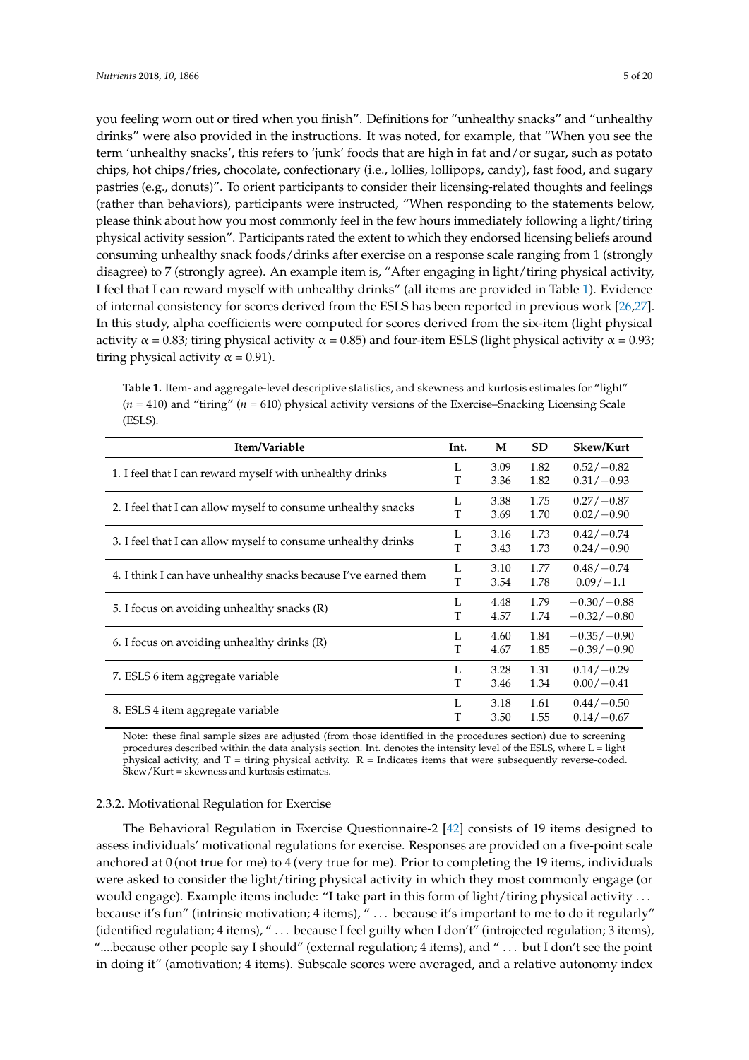you feeling worn out or tired when you finish". Definitions for "unhealthy snacks" and "unhealthy drinks" were also provided in the instructions. It was noted, for example, that "When you see the term 'unhealthy snacks', this refers to 'junk' foods that are high in fat and/or sugar, such as potato chips, hot chips/fries, chocolate, confectionary (i.e., lollies, lollipops, candy), fast food, and sugary pastries (e.g., donuts)". To orient participants to consider their licensing-related thoughts and feelings (rather than behaviors), participants were instructed, "When responding to the statements below, please think about how you most commonly feel in the few hours immediately following a light/tiring physical activity session". Participants rated the extent to which they endorsed licensing beliefs around consuming unhealthy snack foods/drinks after exercise on a response scale ranging from 1 (strongly disagree) to 7 (strongly agree). An example item is, "After engaging in light/tiring physical activity, I feel that I can reward myself with unhealthy drinks" (all items are provided in Table 1). Evidence of internal consistency for scores derived from the ESLS has been reported in previous work [26,27]. In this study, alpha coefficients were computed for scores derived from the six-item (light physical activity $\alpha = 0.83$; tiring physical activity $\alpha = 0.85$) and four-item ESLS (light physical activity $\alpha = 0.93$; tiring physical activity $\alpha = 0.91$).

**Table 1.** Item- and aggregate-level descriptive statistics, and skewness and kurtosis estimates for "light" ($n = 410$) and "tiring" ($n = 610$) physical activity versions of the Exercise–Snacking Licensing Scale (ESLS).

| Item/Variable | Int. | M | SD | Skew/Kurt |
|---|---|---|---|---|
| 1. I feel that I can reward myself with unhealthy drinks | L | 3.09 | 1.82 | 0.52/−0.82 |
| | T | 3.36 | 1.82 | 0.31/−0.93 |
| 2. I feel that I can allow myself to consume unhealthy snacks | L | 3.38 | 1.75 | 0.27/−0.87 |
| | T | 3.69 | 1.70 | 0.02/−0.90 |
| 3. I feel that I can allow myself to consume unhealthy drinks | L | 3.16 | 1.73 | 0.42/−0.74 |
| | T | 3.43 | 1.73 | 0.24/−0.90 |
| 4. I think I can have unhealthy snacks because I've earned them | L | 3.10 | 1.77 | 0.48/−0.74 |
| | T | 3.54 | 1.78 | 0.09/−1.1 |
| 5. I focus on avoiding unhealthy snacks (R) | L | 4.48 | 1.79 | −0.30/−0.88 |
| | T | 4.57 | 1.74 | −0.32/−0.80 |
| 6. I focus on avoiding unhealthy drinks (R) | L | 4.60 | 1.84 | −0.35/−0.90 |
| | T | 4.67 | 1.85 | −0.39/−0.90 |
| 7. ESLS 6 item aggregate variable | L | 3.28 | 1.31 | 0.14/−0.29 |
| | T | 3.46 | 1.34 | 0.00/−0.41 |
| 8. ESLS 4 item aggregate variable | L | 3.18 | 1.61 | 0.44/−0.50 |
| | T | 3.50 | 1.55 | 0.14/−0.67 |

Note: these final sample sizes are adjusted (from those identified in the procedures section) due to screening procedures described within the data analysis section. Int. denotes the intensity level of the ESLS, where L = light physical activity, and T = tiring physical activity. R = Indicates items that were subsequently reverse-coded. Skew/Kurt = skewness and kurtosis estimates.

### 2.3.2. Motivational Regulation for Exercise

The Behavioral Regulation in Exercise Questionnaire-2 [42] consists of 19 items designed to assess individuals' motivational regulations for exercise. Responses are provided on a five-point scale anchored at 0 (not true for me) to 4 (very true for me). Prior to completing the 19 items, individuals were asked to consider the light/tiring physical activity in which they most commonly engage (or would engage). Example items include: "I take part in this form of light/tiring physical activity … because it's fun" (intrinsic motivation; 4 items), " … because it's important to me to do it regularly" (identified regulation; 4 items), " … because I feel guilty when I don't" (introjected regulation; 3 items), "....because other people say I should" (external regulation; 4 items), and " … but I don't see the point in doing it" (amotivation; 4 items). Subscale scores were averaged, and a relative autonomy index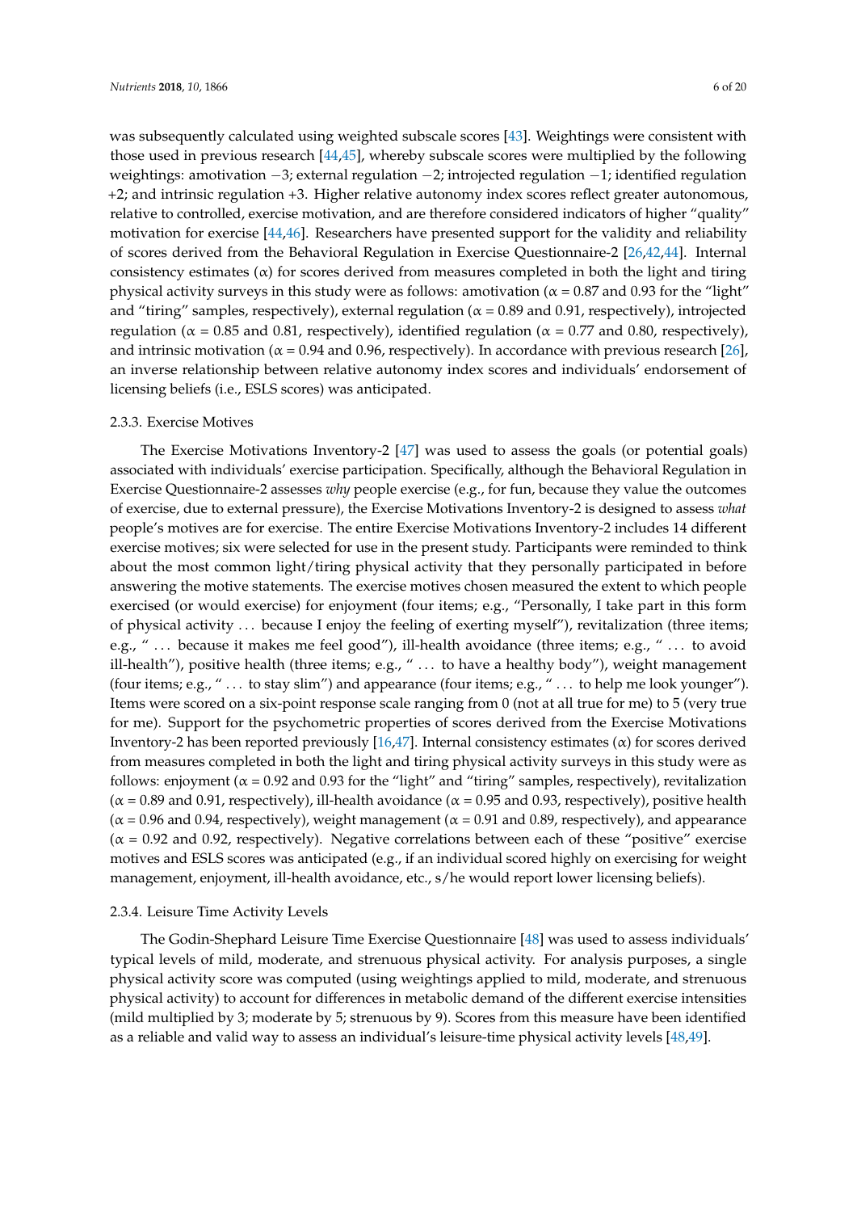was subsequently calculated using weighted subscale scores [43]. Weightings were consistent with those used in previous research [44,45], whereby subscale scores were multiplied by the following weightings: amotivation −3; external regulation −2; introjected regulation −1; identified regulation +2; and intrinsic regulation +3. Higher relative autonomy index scores reflect greater autonomous, relative to controlled, exercise motivation, and are therefore considered indicators of higher "quality" motivation for exercise [44,46]. Researchers have presented support for the validity and reliability of scores derived from the Behavioral Regulation in Exercise Questionnaire-2 [26,42,44]. Internal consistency estimates (α) for scores derived from measures completed in both the light and tiring physical activity surveys in this study were as follows: amotivation (α = 0.87 and 0.93 for the "light" and "tiring" samples, respectively), external regulation (α = 0.89 and 0.91, respectively), introjected regulation (α = 0.85 and 0.81, respectively), identified regulation (α = 0.77 and 0.80, respectively), and intrinsic motivation (α = 0.94 and 0.96, respectively). In accordance with previous research [26], an inverse relationship between relative autonomy index scores and individuals' endorsement of licensing beliefs (i.e., ESLS scores) was anticipated.

#### 2.3.3. Exercise Motives

The Exercise Motivations Inventory-2 [47] was used to assess the goals (or potential goals) associated with individuals' exercise participation. Specifically, although the Behavioral Regulation in Exercise Questionnaire-2 assesses *why* people exercise (e.g., for fun, because they value the outcomes of exercise, due to external pressure), the Exercise Motivations Inventory-2 is designed to assess *what* people's motives are for exercise. The entire Exercise Motivations Inventory-2 includes 14 different exercise motives; six were selected for use in the present study. Participants were reminded to think about the most common light/tiring physical activity that they personally participated in before answering the motive statements. The exercise motives chosen measured the extent to which people exercised (or would exercise) for enjoyment (four items; e.g., "Personally, I take part in this form of physical activity ... because I enjoy the feeling of exerting myself"), revitalization (three items; e.g., " ... because it makes me feel good"), ill-health avoidance (three items; e.g., " ... to avoid ill-health"), positive health (three items; e.g., " ... to have a healthy body"), weight management (four items; e.g., " ... to stay slim") and appearance (four items; e.g., " ... to help me look younger"). Items were scored on a six-point response scale ranging from 0 (not at all true for me) to 5 (very true for me). Support for the psychometric properties of scores derived from the Exercise Motivations Inventory-2 has been reported previously [16,47]. Internal consistency estimates (α) for scores derived from measures completed in both the light and tiring physical activity surveys in this study were as follows: enjoyment (α = 0.92 and 0.93 for the "light" and "tiring" samples, respectively), revitalization (α = 0.89 and 0.91, respectively), ill-health avoidance (α = 0.95 and 0.93, respectively), positive health (α = 0.96 and 0.94, respectively), weight management (α = 0.91 and 0.89, respectively), and appearance (α = 0.92 and 0.92, respectively). Negative correlations between each of these "positive" exercise motives and ESLS scores was anticipated (e.g., if an individual scored highly on exercising for weight management, enjoyment, ill-health avoidance, etc., s/he would report lower licensing beliefs).

#### 2.3.4. Leisure Time Activity Levels

The Godin-Shephard Leisure Time Exercise Questionnaire [48] was used to assess individuals' typical levels of mild, moderate, and strenuous physical activity. For analysis purposes, a single physical activity score was computed (using weightings applied to mild, moderate, and strenuous physical activity) to account for differences in metabolic demand of the different exercise intensities (mild multiplied by 3; moderate by 5; strenuous by 9). Scores from this measure have been identified as a reliable and valid way to assess an individual's leisure-time physical activity levels [48,49].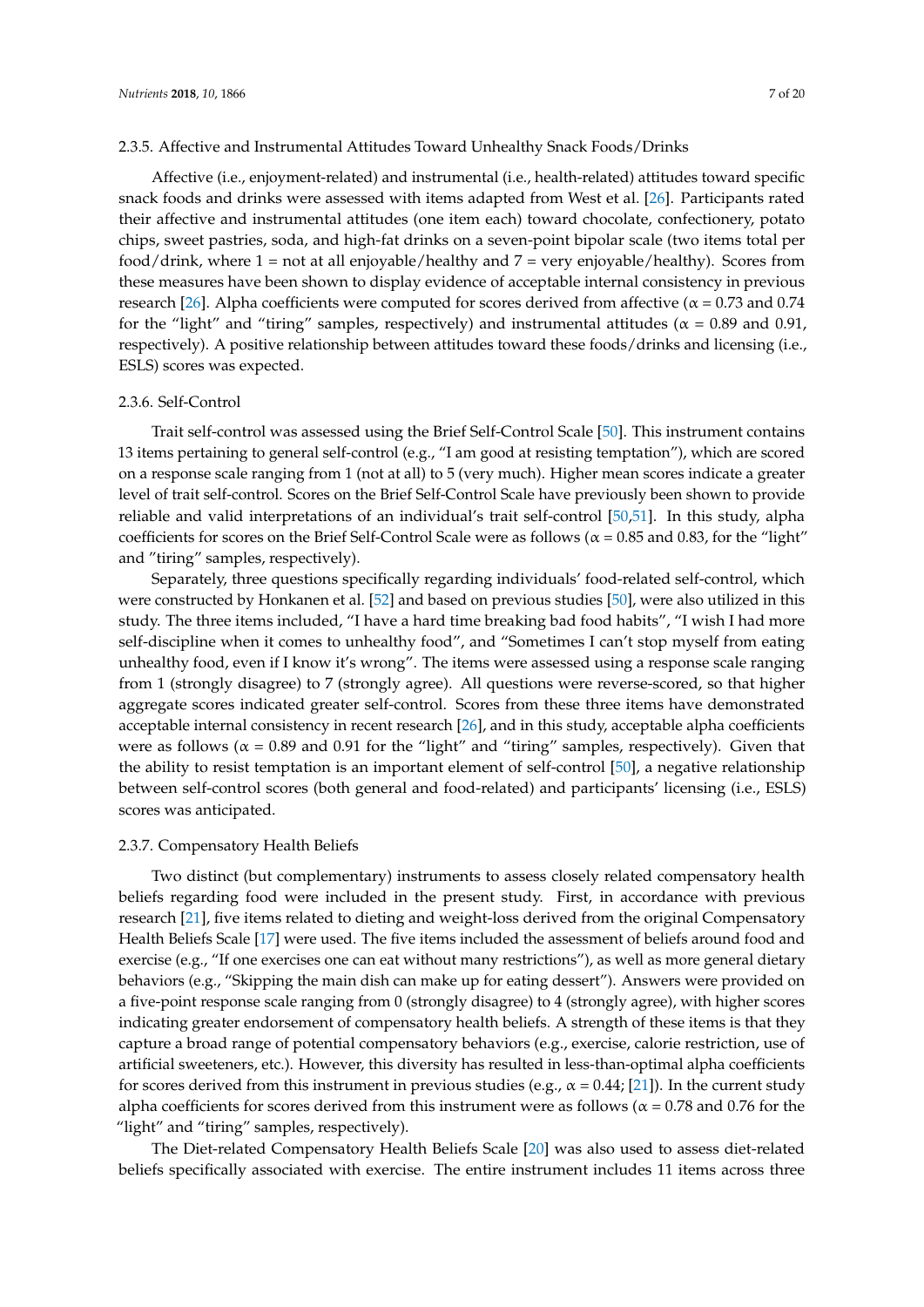#### 2.3.5. Affective and Instrumental Attitudes Toward Unhealthy Snack Foods/Drinks

Affective (i.e., enjoyment-related) and instrumental (i.e., health-related) attitudes toward specific snack foods and drinks were assessed with items adapted from West et al. [26]. Participants rated their affective and instrumental attitudes (one item each) toward chocolate, confectionery, potato chips, sweet pastries, soda, and high-fat drinks on a seven-point bipolar scale (two items total per food/drink, where 1 = not at all enjoyable/healthy and 7 = very enjoyable/healthy). Scores from these measures have been shown to display evidence of acceptable internal consistency in previous research [26]. Alpha coefficients were computed for scores derived from affective (α = 0.73 and 0.74 for the "light" and "tiring" samples, respectively) and instrumental attitudes (α = 0.89 and 0.91, respectively). A positive relationship between attitudes toward these foods/drinks and licensing (i.e., ESLS) scores was expected.

#### 2.3.6. Self-Control

Trait self-control was assessed using the Brief Self-Control Scale [50]. This instrument contains 13 items pertaining to general self-control (e.g., "I am good at resisting temptation"), which are scored on a response scale ranging from 1 (not at all) to 5 (very much). Higher mean scores indicate a greater level of trait self-control. Scores on the Brief Self-Control Scale have previously been shown to provide reliable and valid interpretations of an individual's trait self-control [50,51]. In this study, alpha coefficients for scores on the Brief Self-Control Scale were as follows (α = 0.85 and 0.83, for the "light" and "tiring" samples, respectively).

Separately, three questions specifically regarding individuals' food-related self-control, which were constructed by Honkanen et al. [52] and based on previous studies [50], were also utilized in this study. The three items included, "I have a hard time breaking bad food habits", "I wish I had more self-discipline when it comes to unhealthy food", and "Sometimes I can't stop myself from eating unhealthy food, even if I know it's wrong". The items were assessed using a response scale ranging from 1 (strongly disagree) to 7 (strongly agree). All questions were reverse-scored, so that higher aggregate scores indicated greater self-control. Scores from these three items have demonstrated acceptable internal consistency in recent research [26], and in this study, acceptable alpha coefficients were as follows (α = 0.89 and 0.91 for the "light" and "tiring" samples, respectively). Given that the ability to resist temptation is an important element of self-control [50], a negative relationship between self-control scores (both general and food-related) and participants' licensing (i.e., ESLS) scores was anticipated.

#### 2.3.7. Compensatory Health Beliefs

Two distinct (but complementary) instruments to assess closely related compensatory health beliefs regarding food were included in the present study. First, in accordance with previous research [21], five items related to dieting and weight-loss derived from the original Compensatory Health Beliefs Scale [17] were used. The five items included the assessment of beliefs around food and exercise (e.g., "If one exercises one can eat without many restrictions"), as well as more general dietary behaviors (e.g., "Skipping the main dish can make up for eating dessert"). Answers were provided on a five-point response scale ranging from 0 (strongly disagree) to 4 (strongly agree), with higher scores indicating greater endorsement of compensatory health beliefs. A strength of these items is that they capture a broad range of potential compensatory behaviors (e.g., exercise, calorie restriction, use of artificial sweeteners, etc.). However, this diversity has resulted in less-than-optimal alpha coefficients for scores derived from this instrument in previous studies (e.g., α = 0.44; [21]). In the current study alpha coefficients for scores derived from this instrument were as follows (α = 0.78 and 0.76 for the "light" and "tiring" samples, respectively).

The Diet-related Compensatory Health Beliefs Scale [20] was also used to assess diet-related beliefs specifically associated with exercise. The entire instrument includes 11 items across three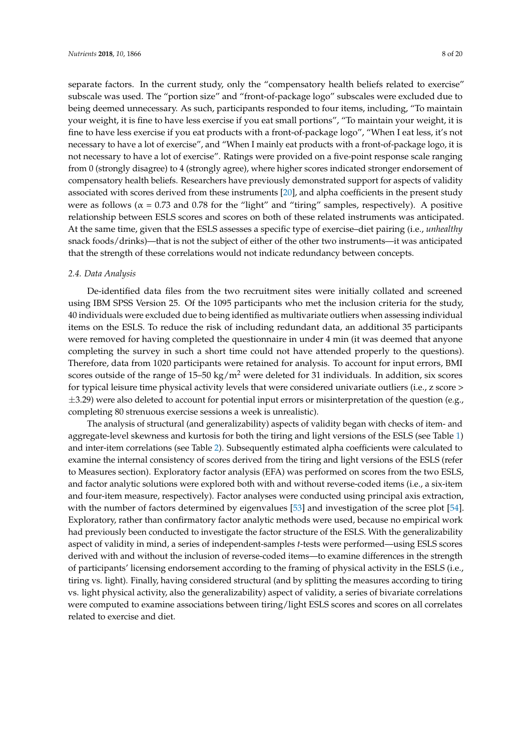separate factors. In the current study, only the "compensatory health beliefs related to exercise" subscale was used. The "portion size" and "front-of-package logo" subscales were excluded due to being deemed unnecessary. As such, participants responded to four items, including, "To maintain your weight, it is fine to have less exercise if you eat small portions", "To maintain your weight, it is fine to have less exercise if you eat products with a front-of-package logo", "When I eat less, it's not necessary to have a lot of exercise", and "When I mainly eat products with a front-of-package logo, it is not necessary to have a lot of exercise". Ratings were provided on a five-point response scale ranging from 0 (strongly disagree) to 4 (strongly agree), where higher scores indicated stronger endorsement of compensatory health beliefs. Researchers have previously demonstrated support for aspects of validity associated with scores derived from these instruments [20], and alpha coefficients in the present study were as follows ($\alpha$ = 0.73 and 0.78 for the "light" and "tiring" samples, respectively). A positive relationship between ESLS scores and scores on both of these related instruments was anticipated. At the same time, given that the ESLS assesses a specific type of exercise–diet pairing (i.e., *unhealthy* snack foods/drinks)—that is not the subject of either of the other two instruments—it was anticipated that the strength of these correlations would not indicate redundancy between concepts.

### *2.4. Data Analysis*

De-identified data files from the two recruitment sites were initially collated and screened using IBM SPSS Version 25. Of the 1095 participants who met the inclusion criteria for the study, 40 individuals were excluded due to being identified as multivariate outliers when assessing individual items on the ESLS. To reduce the risk of including redundant data, an additional 35 participants were removed for having completed the questionnaire in under 4 min (it was deemed that anyone completing the survey in such a short time could not have attended properly to the questions). Therefore, data from 1020 participants were retained for analysis. To account for input errors, BMI scores outside of the range of 15–50 kg/m$^2$ were deleted for 31 individuals. In addition, six scores for typical leisure time physical activity levels that were considered univariate outliers (i.e., z score > $\pm$3.29) were also deleted to account for potential input errors or misinterpretation of the question (e.g., completing 80 strenuous exercise sessions a week is unrealistic).

The analysis of structural (and generalizability) aspects of validity began with checks of item- and aggregate-level skewness and kurtosis for both the tiring and light versions of the ESLS (see Table 1) and inter-item correlations (see Table 2). Subsequently estimated alpha coefficients were calculated to examine the internal consistency of scores derived from the tiring and light versions of the ESLS (refer to Measures section). Exploratory factor analysis (EFA) was performed on scores from the two ESLS, and factor analytic solutions were explored both with and without reverse-coded items (i.e., a six-item and four-item measure, respectively). Factor analyses were conducted using principal axis extraction, with the number of factors determined by eigenvalues [53] and investigation of the scree plot [54]. Exploratory, rather than confirmatory factor analytic methods were used, because no empirical work had previously been conducted to investigate the factor structure of the ESLS. With the generalizability aspect of validity in mind, a series of independent-samples *t*-tests were performed—using ESLS scores derived with and without the inclusion of reverse-coded items—to examine differences in the strength of participants' licensing endorsement according to the framing of physical activity in the ESLS (i.e., tiring vs. light). Finally, having considered structural (and by splitting the measures according to tiring vs. light physical activity, also the generalizability) aspect of validity, a series of bivariate correlations were computed to examine associations between tiring/light ESLS scores and scores on all correlates related to exercise and diet.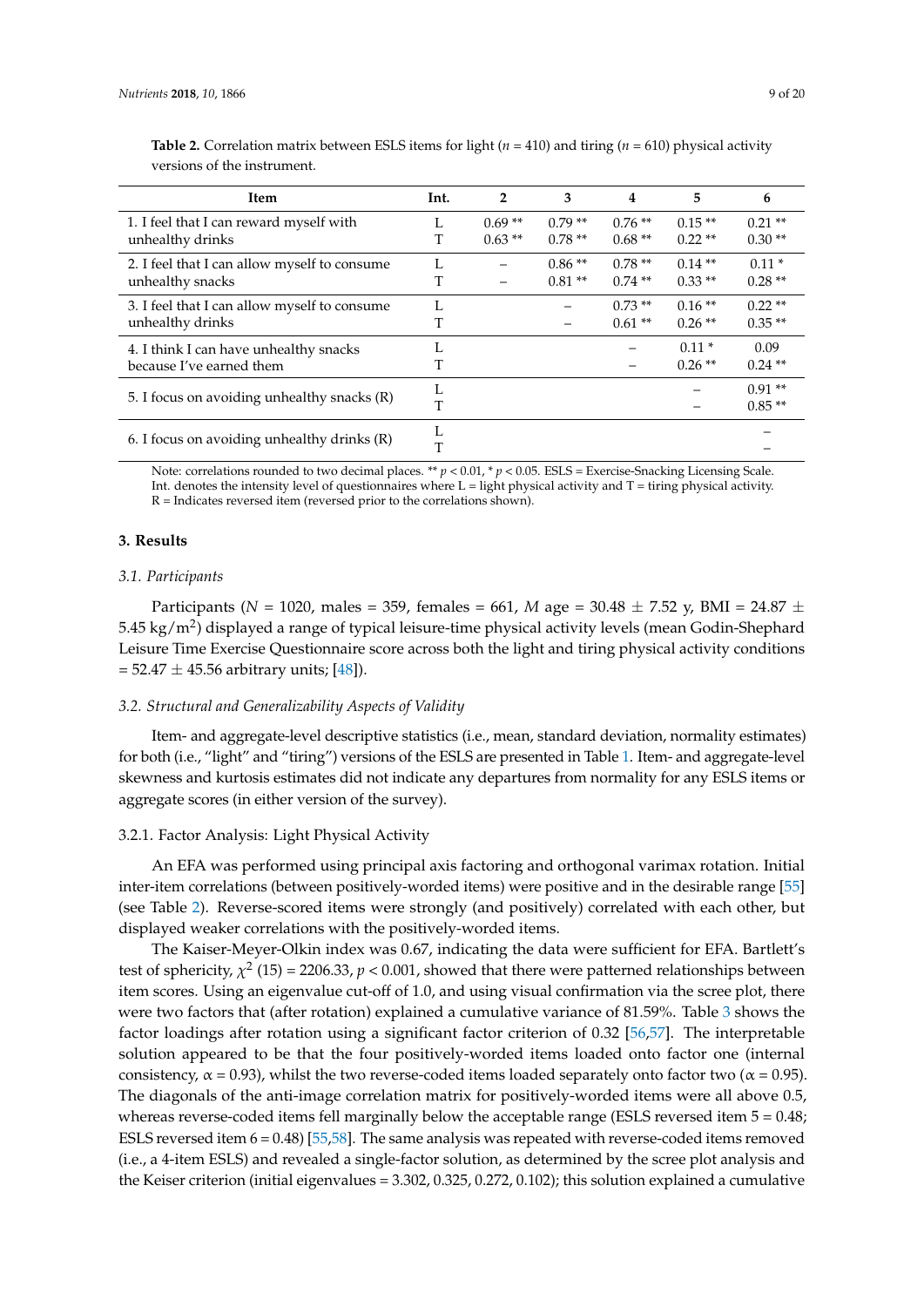**Table 2.** Correlation matrix between ESLS items for light ($n$ = 410) and tiring ($n$ = 610) physical activity versions of the instrument.

| Item | Int. | 2 | 3 | 4 | 5 | 6 |
|---|---|---|---|---|---|---|
| 1. I feel that I can reward myself with unhealthy drinks | L<br>T | 0.69 **<br>0.63 ** | 0.79 **<br>0.78 ** | 0.76 **<br>0.68 ** | 0.15 **<br>0.22 ** | 0.21 **<br>0.30 ** |
| 2. I feel that I can allow myself to consume unhealthy snacks | L<br>T | –<br>– | 0.86 **<br>0.81 ** | 0.78 **<br>0.74 ** | 0.14 **<br>0.33 ** | 0.11 *<br>0.28 ** |
| 3. I feel that I can allow myself to consume unhealthy drinks | L<br>T | | –<br>– | 0.73 **<br>0.61 ** | 0.16 **<br>0.26 ** | 0.22 **<br>0.35 ** |
| 4. I think I can have unhealthy snacks because I've earned them | L<br>T | | | –<br>– | 0.11 *<br>0.26 ** | 0.09<br>0.24 ** |
| 5. I focus on avoiding unhealthy snacks (R) | L<br>T | | | | –<br>– | 0.91 **<br>0.85 ** |
| 6. I focus on avoiding unhealthy drinks (R) | L<br>T | | | | | –<br>– |

Note: correlations rounded to two decimal places. ** $p < 0.01$, * $p < 0.05$. ESLS = Exercise-Snacking Licensing Scale. Int. denotes the intensity level of questionnaires where L = light physical activity and T = tiring physical activity. R = Indicates reversed item (reversed prior to the correlations shown).

## 3. Results

### 3.1. Participants

Participants ($N$ = 1020, males = 359, females = 661, $M$ age = 30.48 ± 7.52 y, BMI = 24.87 ± 5.45 kg/m$^2$) displayed a range of typical leisure-time physical activity levels (mean Godin-Shephard Leisure Time Exercise Questionnaire score across both the light and tiring physical activity conditions = 52.47 ± 45.56 arbitrary units; [48]).

### 3.2. Structural and Generalizability Aspects of Validity

Item- and aggregate-level descriptive statistics (i.e., mean, standard deviation, normality estimates) for both (i.e., "light" and "tiring") versions of the ESLS are presented in Table 1. Item- and aggregate-level skewness and kurtosis estimates did not indicate any departures from normality for any ESLS items or aggregate scores (in either version of the survey).

#### 3.2.1. Factor Analysis: Light Physical Activity

An EFA was performed using principal axis factoring and orthogonal varimax rotation. Initial inter-item correlations (between positively-worded items) were positive and in the desirable range [55] (see Table 2). Reverse-scored items were strongly (and positively) correlated with each other, but displayed weaker correlations with the positively-worded items.

The Kaiser-Meyer-Olkin index was 0.67, indicating the data were sufficient for EFA. Bartlett's test of sphericity, $\chi^2$ (15) = 2206.33, $p < 0.001$, showed that there were patterned relationships between item scores. Using an eigenvalue cut-off of 1.0, and using visual confirmation via the scree plot, there were two factors that (after rotation) explained a cumulative variance of 81.59%. Table 3 shows the factor loadings after rotation using a significant factor criterion of 0.32 [56,57]. The interpretable solution appeared to be that the four positively-worded items loaded onto factor one (internal consistency, $\alpha$ = 0.93), whilst the two reverse-coded items loaded separately onto factor two ($\alpha$ = 0.95). The diagonals of the anti-image correlation matrix for positively-worded items were all above 0.5, whereas reverse-coded items fell marginally below the acceptable range (ESLS reversed item 5 = 0.48; ESLS reversed item 6 = 0.48) [55,58]. The same analysis was repeated with reverse-coded items removed (i.e., a 4-item ESLS) and revealed a single-factor solution, as determined by the scree plot analysis and the Keiser criterion (initial eigenvalues = 3.302, 0.325, 0.272, 0.102); this solution explained a cumulative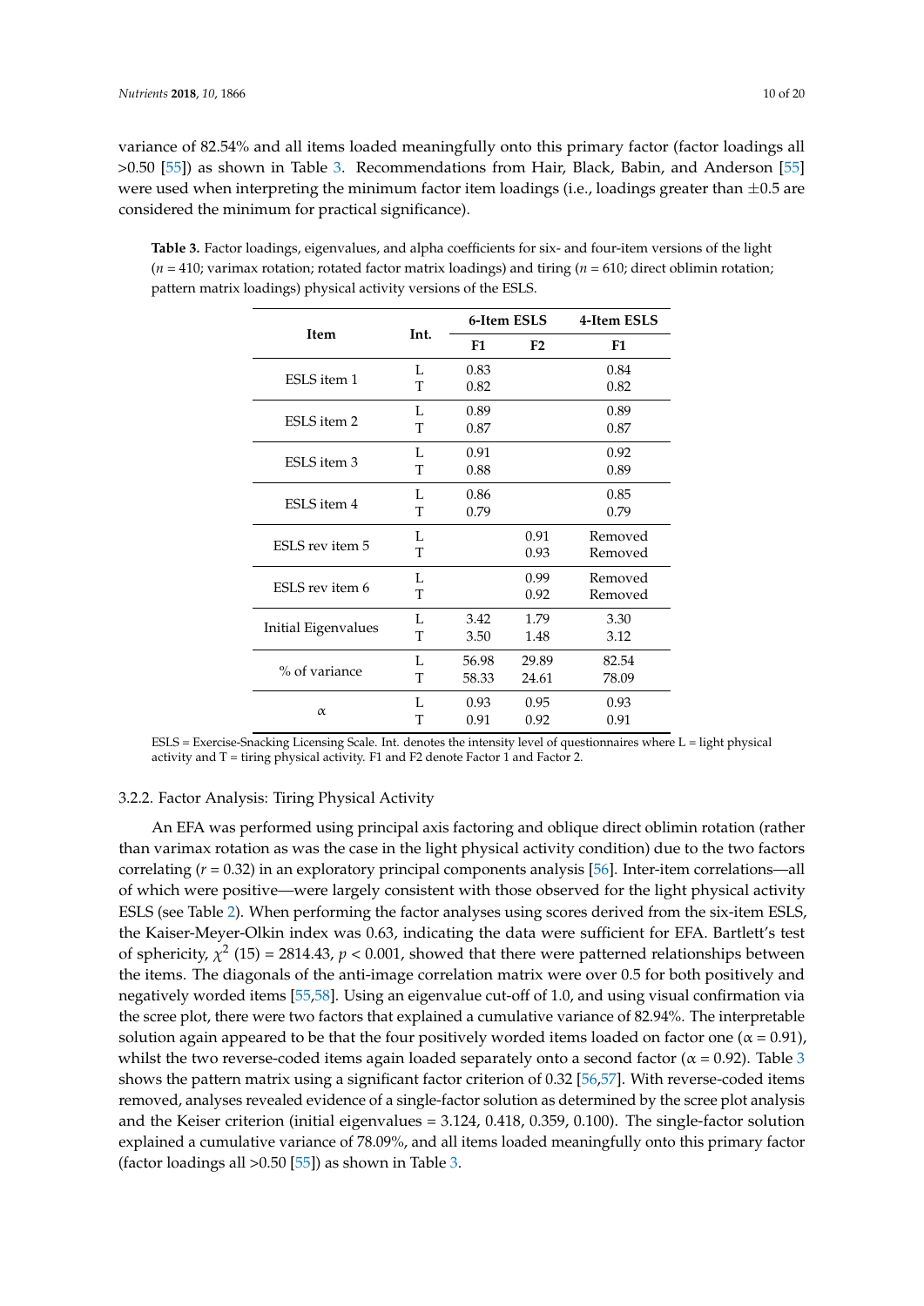variance of 82.54% and all items loaded meaningfully onto this primary factor (factor loadings all >0.50 [55]) as shown in Table 3. Recommendations from Hair, Black, Babin, and Anderson [55] were used when interpreting the minimum factor item loadings (i.e., loadings greater than ±0.5 are considered the minimum for practical significance).

**Table 3.** Factor loadings, eigenvalues, and alpha coefficients for six- and four-item versions of the light ($n$ = 410; varimax rotation; rotated factor matrix loadings) and tiring ($n$ = 610; direct oblimin rotation; pattern matrix loadings) physical activity versions of the ESLS.

| Item | Int. | 6-Item ESLS | | 4-Item ESLS |
|---|---|---|---|---|
| | | F1 | F2 | F1 |
| ESLS item 1 | L | 0.83 | | 0.84 |
| | T | 0.82 | | 0.82 |
| ESLS item 2 | L | 0.89 | | 0.89 |
| | T | 0.87 | | 0.87 |
| ESLS item 3 | L | 0.91 | | 0.92 |
| | T | 0.88 | | 0.89 |
| ESLS item 4 | L | 0.86 | | 0.85 |
| | T | 0.79 | | 0.79 |
| ESLS rev item 5 | L | | 0.91 | Removed |
| | T | | 0.93 | Removed |
| ESLS rev item 6 | L | | 0.99 | Removed |
| | T | | 0.92 | Removed |
| Initial Eigenvalues | L | 3.42 | 1.79 | 3.30 |
| | T | 3.50 | 1.48 | 3.12 |
| % of variance | L | 56.98 | 29.89 | 82.54 |
| | T | 58.33 | 24.61 | 78.09 |
| α | L | 0.93 | 0.95 | 0.93 |
| | T | 0.91 | 0.92 | 0.91 |

ESLS = Exercise-Snacking Licensing Scale. Int. denotes the intensity level of questionnaires where L = light physical activity and T = tiring physical activity. F1 and F2 denote Factor 1 and Factor 2.

#### 3.2.2. Factor Analysis: Tiring Physical Activity

An EFA was performed using principal axis factoring and oblique direct oblimin rotation (rather than varimax rotation as was the case in the light physical activity condition) due to the two factors correlating ($r$ = 0.32) in an exploratory principal components analysis [56]. Inter-item correlations—all of which were positive—were largely consistent with those observed for the light physical activity ESLS (see Table 2). When performing the factor analyses using scores derived from the six-item ESLS, the Kaiser-Meyer-Olkin index was 0.63, indicating the data were sufficient for EFA. Bartlett's test of sphericity, $\chi^2$ (15) = 2814.43, $p < 0.001$, showed that there were patterned relationships between the items. The diagonals of the anti-image correlation matrix were over 0.5 for both positively and negatively worded items [55,58]. Using an eigenvalue cut-off of 1.0, and using visual confirmation via the scree plot, there were two factors that explained a cumulative variance of 82.94%. The interpretable solution again appeared to be that the four positively worded items loaded on factor one (α = 0.91), whilst the two reverse-coded items again loaded separately onto a second factor (α = 0.92). Table 3 shows the pattern matrix using a significant factor criterion of 0.32 [56,57]. With reverse-coded items removed, analyses revealed evidence of a single-factor solution as determined by the scree plot analysis and the Keiser criterion (initial eigenvalues = 3.124, 0.418, 0.359, 0.100). The single-factor solution explained a cumulative variance of 78.09%, and all items loaded meaningfully onto this primary factor (factor loadings all >0.50 [55]) as shown in Table 3.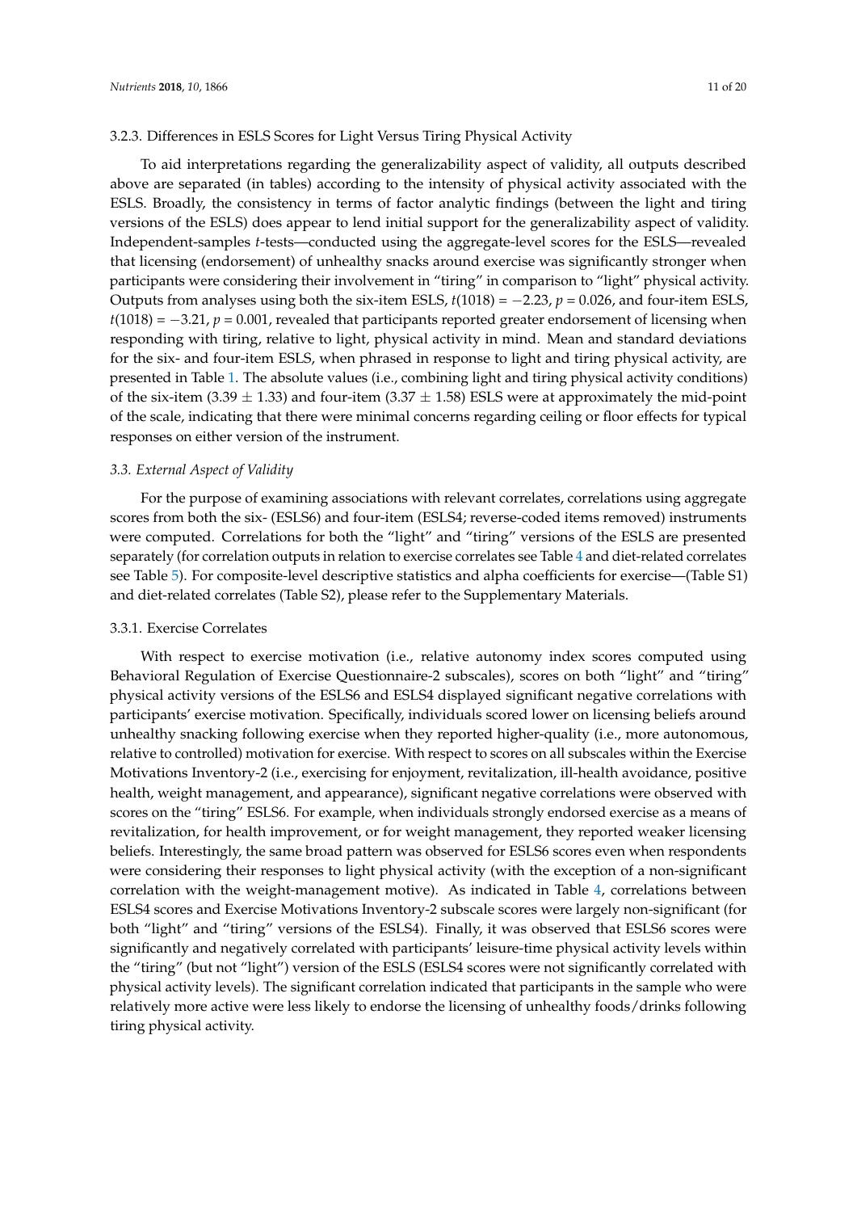#### 3.2.3. Differences in ESLS Scores for Light Versus Tiring Physical Activity

To aid interpretations regarding the generalizability aspect of validity, all outputs described above are separated (in tables) according to the intensity of physical activity associated with the ESLS. Broadly, the consistency in terms of factor analytic findings (between the light and tiring versions of the ESLS) does appear to lend initial support for the generalizability aspect of validity. Independent-samples *t*-tests—conducted using the aggregate-level scores for the ESLS—revealed that licensing (endorsement) of unhealthy snacks around exercise was significantly stronger when participants were considering their involvement in "tiring" in comparison to "light" physical activity. Outputs from analyses using both the six-item ESLS, $t(1018) = -2.23$, $p = 0.026$, and four-item ESLS, $t(1018) = -3.21$, $p = 0.001$, revealed that participants reported greater endorsement of licensing when responding with tiring, relative to light, physical activity in mind. Mean and standard deviations for the six- and four-item ESLS, when phrased in response to light and tiring physical activity, are presented in Table 1. The absolute values (i.e., combining light and tiring physical activity conditions) of the six-item ($3.39 \pm 1.33$) and four-item ($3.37 \pm 1.58$) ESLS were at approximately the mid-point of the scale, indicating that there were minimal concerns regarding ceiling or floor effects for typical responses on either version of the instrument.

### 3.3. External Aspect of Validity

For the purpose of examining associations with relevant correlates, correlations using aggregate scores from both the six- (ESLS6) and four-item (ESLS4; reverse-coded items removed) instruments were computed. Correlations for both the "light" and "tiring" versions of the ESLS are presented separately (for correlation outputs in relation to exercise correlates see Table 4 and diet-related correlates see Table 5). For composite-level descriptive statistics and alpha coefficients for exercise—(Table S1) and diet-related correlates (Table S2), please refer to the Supplementary Materials.

#### 3.3.1. Exercise Correlates

With respect to exercise motivation (i.e., relative autonomy index scores computed using Behavioral Regulation of Exercise Questionnaire-2 subscales), scores on both "light" and "tiring" physical activity versions of the ESLS6 and ESLS4 displayed significant negative correlations with participants' exercise motivation. Specifically, individuals scored lower on licensing beliefs around unhealthy snacking following exercise when they reported higher-quality (i.e., more autonomous, relative to controlled) motivation for exercise. With respect to scores on all subscales within the Exercise Motivations Inventory-2 (i.e., exercising for enjoyment, revitalization, ill-health avoidance, positive health, weight management, and appearance), significant negative correlations were observed with scores on the "tiring" ESLS6. For example, when individuals strongly endorsed exercise as a means of revitalization, for health improvement, or for weight management, they reported weaker licensing beliefs. Interestingly, the same broad pattern was observed for ESLS6 scores even when respondents were considering their responses to light physical activity (with the exception of a non-significant correlation with the weight-management motive). As indicated in Table 4, correlations between ESLS4 scores and Exercise Motivations Inventory-2 subscale scores were largely non-significant (for both "light" and "tiring" versions of the ESLS4). Finally, it was observed that ESLS6 scores were significantly and negatively correlated with participants' leisure-time physical activity levels within the "tiring" (but not "light") version of the ESLS (ESLS4 scores were not significantly correlated with physical activity levels). The significant correlation indicated that participants in the sample who were relatively more active were less likely to endorse the licensing of unhealthy foods/drinks following tiring physical activity.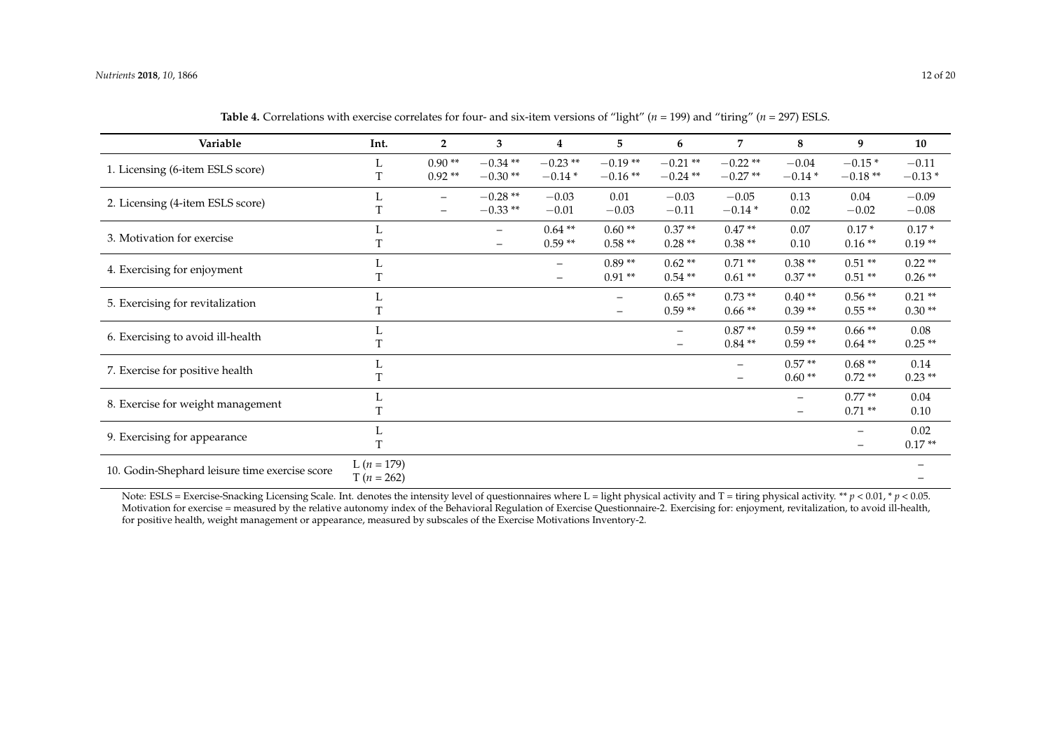**Table 4.** Correlations with exercise correlates for four- and six-item versions of "light" ($n$ = 199) and "tiring" ($n$ = 297) ESLS.

| Variable | Int. | 2 | 3 | 4 | 5 | 6 | 7 | 8 | 9 | 10 |
|---|---|---|---|---|---|---|---|---|---|---|
| 1. Licensing (6-item ESLS score) | L | 0.90 ** | −0.34 ** | −0.23 ** | −0.19 ** | −0.21 ** | −0.22 ** | −0.04 | −0.15 * | −0.11 |
| | T | 0.92 ** | −0.30 ** | −0.14 * | −0.16 ** | −0.24 ** | −0.27 ** | −0.14 * | −0.18 ** | −0.13 * |
| 2. Licensing (4-item ESLS score) | L | – | −0.28 ** | −0.03 | 0.01 | −0.03 | −0.05 | 0.13 | 0.04 | −0.09 |
| | T | – | −0.33 ** | −0.01 | −0.03 | −0.11 | −0.14 * | 0.02 | −0.02 | −0.08 |
| 3. Motivation for exercise | L | | – | 0.64 ** | 0.60 ** | 0.37 ** | 0.47 ** | 0.07 | 0.17 * | 0.17 * |
| | T | | – | 0.59 ** | 0.58 ** | 0.28 ** | 0.38 ** | 0.10 | 0.16 ** | 0.19 ** |
| 4. Exercising for enjoyment | L | | | – | 0.89 ** | 0.62 ** | 0.71 ** | 0.38 ** | 0.51 ** | 0.22 ** |
| | T | | | – | 0.91 ** | 0.54 ** | 0.61 ** | 0.37 ** | 0.51 ** | 0.26 ** |
| 5. Exercising for revitalization | L | | | | – | 0.65 ** | 0.73 ** | 0.40 ** | 0.56 ** | 0.21 ** |
| | T | | | | – | 0.59 ** | 0.66 ** | 0.39 ** | 0.55 ** | 0.30 ** |
| 6. Exercising to avoid ill-health | L | | | | | – | 0.87 ** | 0.59 ** | 0.66 ** | 0.08 |
| | T | | | | | – | 0.84 ** | 0.59 ** | 0.64 ** | 0.25 ** |
| 7. Exercise for positive health | L | | | | | | – | 0.57 ** | 0.68 ** | 0.14 |
| | T | | | | | | – | 0.60 ** | 0.72 ** | 0.23 ** |
| 8. Exercise for weight management | L | | | | | | | – | 0.77 ** | 0.04 |
| | T | | | | | | | – | 0.71 ** | 0.10 |
| 9. Exercising for appearance | L | | | | | | | | – | 0.02 |
| | T | | | | | | | | – | 0.17 ** |
| 10. Godin-Shephard leisure time exercise score | L ($n$ = 179) | | | | | | | | | – |
| | T ($n$ = 262) | | | | | | | | | – |

Note: ESLS = Exercise-Snacking Licensing Scale. Int. denotes the intensity level of questionnaires where L = light physical activity and T = tiring physical activity. ** $p < 0.01$, * $p < 0.05$. Motivation for exercise = measured by the relative autonomy index of the Behavioral Regulation of Exercise Questionnaire-2. Exercising for: enjoyment, revitalization, to avoid ill-health, for positive health, weight management or appearance, measured by subscales of the Exercise Motivations Inventory-2.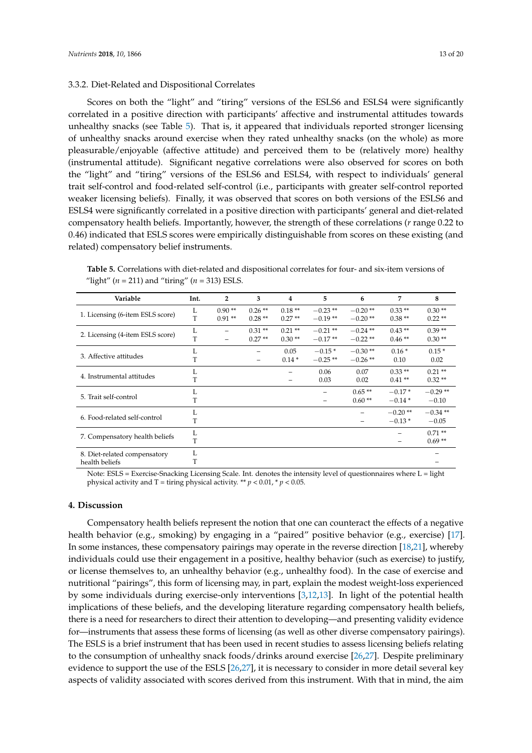### 3.3.2. Diet-Related and Dispositional Correlates

Scores on both the "light" and "tiring" versions of the ESLS6 and ESLS4 were significantly correlated in a positive direction with participants' affective and instrumental attitudes towards unhealthy snacks (see Table 5). That is, it appeared that individuals reported stronger licensing of unhealthy snacks around exercise when they rated unhealthy snacks (on the whole) as more pleasurable/enjoyable (affective attitude) and perceived them to be (relatively more) healthy (instrumental attitude). Significant negative correlations were also observed for scores on both the "light" and "tiring" versions of the ESLS6 and ESLS4, with respect to individuals' general trait self-control and food-related self-control (i.e., participants with greater self-control reported weaker licensing beliefs). Finally, it was observed that scores on both versions of the ESLS6 and ESLS4 were significantly correlated in a positive direction with participants' general and diet-related compensatory health beliefs. Importantly, however, the strength of these correlations (*r* range 0.22 to 0.46) indicated that ESLS scores were empirically distinguishable from scores on these existing (and related) compensatory belief instruments.

**Table 5.** Correlations with diet-related and dispositional correlates for four- and six-item versions of "light" ($n$ = 211) and "tiring" ($n$ = 313) ESLS.

| Variable | Int. | 2 | 3 | 4 | 5 | 6 | 7 | 8 |
|---|---|---|---|---|---|---|---|---|
| 1. Licensing (6-item ESLS score) | L | 0.90 ** | 0.26 ** | 0.18 ** | −0.23 ** | −0.20 ** | 0.33 ** | 0.30 ** |
| | T | 0.91 ** | 0.28 ** | 0.27 ** | −0.19 ** | −0.20 ** | 0.38 ** | 0.22 ** |
| 2. Licensing (4-item ESLS score) | L | – | 0.31 ** | 0.21 ** | −0.21 ** | −0.24 ** | 0.43 ** | 0.39 ** |
| | T | – | 0.27 ** | 0.30 ** | −0.17 ** | −0.22 ** | 0.46 ** | 0.30 ** |
| 3. Affective attitudes | L | | – | 0.05 | −0.15 * | −0.30 ** | 0.16 * | 0.15 * |
| | T | | – | 0.14 * | −0.25 ** | −0.26 ** | 0.10 | 0.02 |
| 4. Instrumental attitudes | L | | | – | 0.06 | 0.07 | 0.33 ** | 0.21 ** |
| | T | | | – | 0.03 | 0.02 | 0.41 ** | 0.32 ** |
| 5. Trait self-control | L | | | | – | 0.65 ** | −0.17 * | −0.29 ** |
| | T | | | | – | 0.60 ** | −0.14 * | −0.10 |
| 6. Food-related self-control | L | | | | | – | −0.20 ** | −0.34 ** |
| | T | | | | | – | −0.13 * | −0.05 |
| 7. Compensatory health beliefs | L | | | | | | – | 0.71 ** |
| | T | | | | | | – | 0.69 ** |
| 8. Diet-related compensatory health beliefs | L | | | | | | | – |
| | T | | | | | | | – |

Note: ESLS = Exercise-Snacking Licensing Scale. Int. denotes the intensity level of questionnaires where L = light physical activity and T = tiring physical activity. ** $p < 0.01$, * $p < 0.05$.

## 4. Discussion

Compensatory health beliefs represent the notion that one can counteract the effects of a negative health behavior (e.g., smoking) by engaging in a "paired" positive behavior (e.g., exercise) [17]. In some instances, these compensatory pairings may operate in the reverse direction [18,21], whereby individuals could use their engagement in a positive, healthy behavior (such as exercise) to justify, or license themselves to, an unhealthy behavior (e.g., unhealthy food). In the case of exercise and nutritional "pairings", this form of licensing may, in part, explain the modest weight-loss experienced by some individuals during exercise-only interventions [3,12,13]. In light of the potential health implications of these beliefs, and the developing literature regarding compensatory health beliefs, there is a need for researchers to direct their attention to developing—and presenting validity evidence for—instruments that assess these forms of licensing (as well as other diverse compensatory pairings). The ESLS is a brief instrument that has been used in recent studies to assess licensing beliefs relating to the consumption of unhealthy snack foods/drinks around exercise [26,27]. Despite preliminary evidence to support the use of the ESLS [26,27], it is necessary to consider in more detail several key aspects of validity associated with scores derived from this instrument. With that in mind, the aim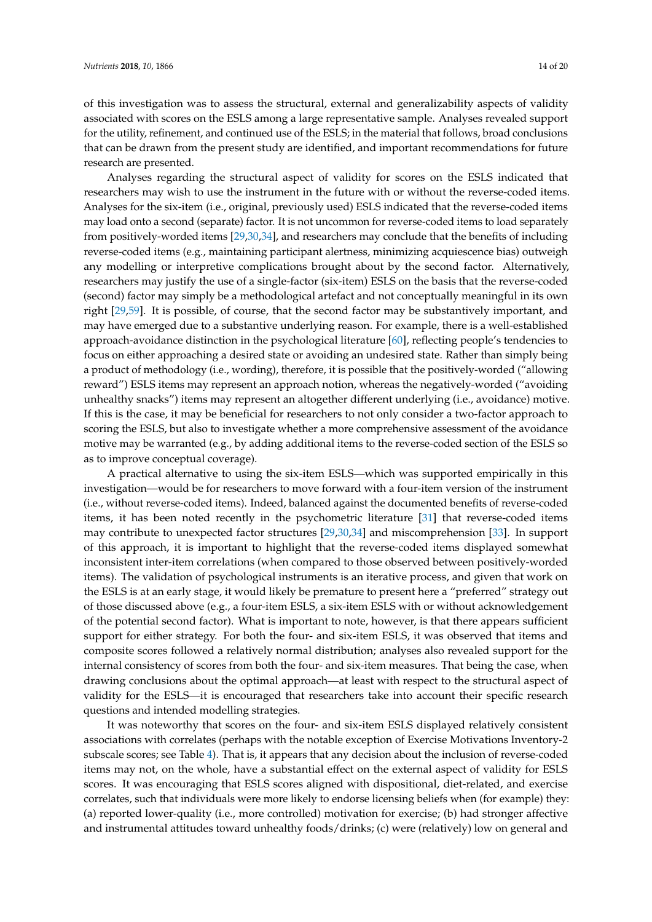of this investigation was to assess the structural, external and generalizability aspects of validity associated with scores on the ESLS among a large representative sample. Analyses revealed support for the utility, refinement, and continued use of the ESLS; in the material that follows, broad conclusions that can be drawn from the present study are identified, and important recommendations for future research are presented.

Analyses regarding the structural aspect of validity for scores on the ESLS indicated that researchers may wish to use the instrument in the future with or without the reverse-coded items. Analyses for the six-item (i.e., original, previously used) ESLS indicated that the reverse-coded items may load onto a second (separate) factor. It is not uncommon for reverse-coded items to load separately from positively-worded items [29,30,34], and researchers may conclude that the benefits of including reverse-coded items (e.g., maintaining participant alertness, minimizing acquiescence bias) outweigh any modelling or interpretive complications brought about by the second factor. Alternatively, researchers may justify the use of a single-factor (six-item) ESLS on the basis that the reverse-coded (second) factor may simply be a methodological artefact and not conceptually meaningful in its own right [29,59]. It is possible, of course, that the second factor may be substantively important, and may have emerged due to a substantive underlying reason. For example, there is a well-established approach-avoidance distinction in the psychological literature [60], reflecting people's tendencies to focus on either approaching a desired state or avoiding an undesired state. Rather than simply being a product of methodology (i.e., wording), therefore, it is possible that the positively-worded ("allowing reward") ESLS items may represent an approach notion, whereas the negatively-worded ("avoiding unhealthy snacks") items may represent an altogether different underlying (i.e., avoidance) motive. If this is the case, it may be beneficial for researchers to not only consider a two-factor approach to scoring the ESLS, but also to investigate whether a more comprehensive assessment of the avoidance motive may be warranted (e.g., by adding additional items to the reverse-coded section of the ESLS so as to improve conceptual coverage).

A practical alternative to using the six-item ESLS—which was supported empirically in this investigation—would be for researchers to move forward with a four-item version of the instrument (i.e., without reverse-coded items). Indeed, balanced against the documented benefits of reverse-coded items, it has been noted recently in the psychometric literature [31] that reverse-coded items may contribute to unexpected factor structures [29,30,34] and miscomprehension [33]. In support of this approach, it is important to highlight that the reverse-coded items displayed somewhat inconsistent inter-item correlations (when compared to those observed between positively-worded items). The validation of psychological instruments is an iterative process, and given that work on the ESLS is at an early stage, it would likely be premature to present here a "preferred" strategy out of those discussed above (e.g., a four-item ESLS, a six-item ESLS with or without acknowledgement of the potential second factor). What is important to note, however, is that there appears sufficient support for either strategy. For both the four- and six-item ESLS, it was observed that items and composite scores followed a relatively normal distribution; analyses also revealed support for the internal consistency of scores from both the four- and six-item measures. That being the case, when drawing conclusions about the optimal approach—at least with respect to the structural aspect of validity for the ESLS—it is encouraged that researchers take into account their specific research questions and intended modelling strategies.

It was noteworthy that scores on the four- and six-item ESLS displayed relatively consistent associations with correlates (perhaps with the notable exception of Exercise Motivations Inventory-2 subscale scores; see Table 4). That is, it appears that any decision about the inclusion of reverse-coded items may not, on the whole, have a substantial effect on the external aspect of validity for ESLS scores. It was encouraging that ESLS scores aligned with dispositional, diet-related, and exercise correlates, such that individuals were more likely to endorse licensing beliefs when (for example) they: (a) reported lower-quality (i.e., more controlled) motivation for exercise; (b) had stronger affective and instrumental attitudes toward unhealthy foods/drinks; (c) were (relatively) low on general and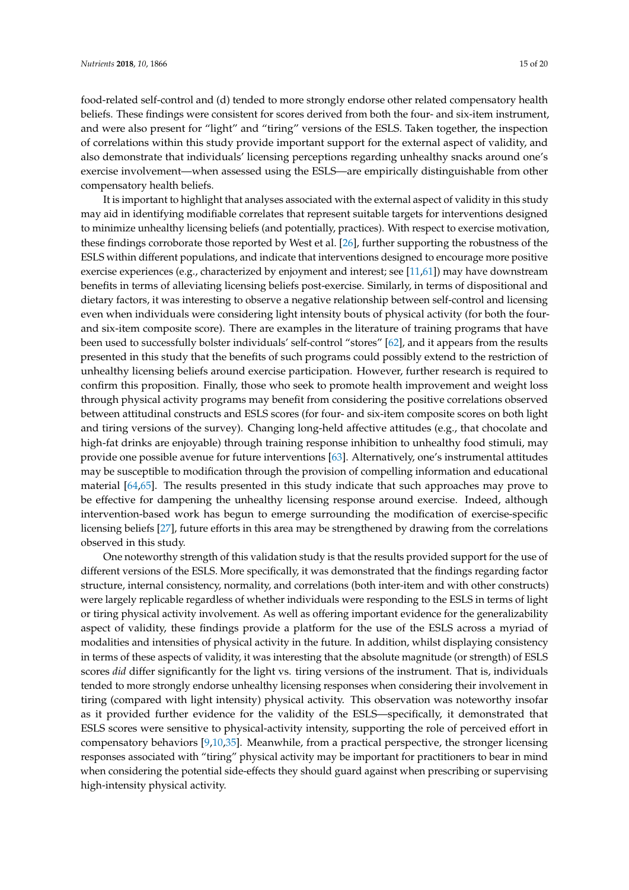food-related self-control and (d) tended to more strongly endorse other related compensatory health beliefs. These findings were consistent for scores derived from both the four- and six-item instrument, and were also present for "light" and "tiring" versions of the ESLS. Taken together, the inspection of correlations within this study provide important support for the external aspect of validity, and also demonstrate that individuals' licensing perceptions regarding unhealthy snacks around one's exercise involvement—when assessed using the ESLS—are empirically distinguishable from other compensatory health beliefs.

It is important to highlight that analyses associated with the external aspect of validity in this study may aid in identifying modifiable correlates that represent suitable targets for interventions designed to minimize unhealthy licensing beliefs (and potentially, practices). With respect to exercise motivation, these findings corroborate those reported by West et al. [26], further supporting the robustness of the ESLS within different populations, and indicate that interventions designed to encourage more positive exercise experiences (e.g., characterized by enjoyment and interest; see [11,61]) may have downstream benefits in terms of alleviating licensing beliefs post-exercise. Similarly, in terms of dispositional and dietary factors, it was interesting to observe a negative relationship between self-control and licensing even when individuals were considering light intensity bouts of physical activity (for both the four- and six-item composite score). There are examples in the literature of training programs that have been used to successfully bolster individuals' self-control "stores" [62], and it appears from the results presented in this study that the benefits of such programs could possibly extend to the restriction of unhealthy licensing beliefs around exercise participation. However, further research is required to confirm this proposition. Finally, those who seek to promote health improvement and weight loss through physical activity programs may benefit from considering the positive correlations observed between attitudinal constructs and ESLS scores (for four- and six-item composite scores on both light and tiring versions of the survey). Changing long-held affective attitudes (e.g., that chocolate and high-fat drinks are enjoyable) through training response inhibition to unhealthy food stimuli, may provide one possible avenue for future interventions [63]. Alternatively, one's instrumental attitudes may be susceptible to modification through the provision of compelling information and educational material [64,65]. The results presented in this study indicate that such approaches may prove to be effective for dampening the unhealthy licensing response around exercise. Indeed, although intervention-based work has begun to emerge surrounding the modification of exercise-specific licensing beliefs [27], future efforts in this area may be strengthened by drawing from the correlations observed in this study.

One noteworthy strength of this validation study is that the results provided support for the use of different versions of the ESLS. More specifically, it was demonstrated that the findings regarding factor structure, internal consistency, normality, and correlations (both inter-item and with other constructs) were largely replicable regardless of whether individuals were responding to the ESLS in terms of light or tiring physical activity involvement. As well as offering important evidence for the generalizability aspect of validity, these findings provide a platform for the use of the ESLS across a myriad of modalities and intensities of physical activity in the future. In addition, whilst displaying consistency in terms of these aspects of validity, it was interesting that the absolute magnitude (or strength) of ESLS scores *did* differ significantly for the light vs. tiring versions of the instrument. That is, individuals tended to more strongly endorse unhealthy licensing responses when considering their involvement in tiring (compared with light intensity) physical activity. This observation was noteworthy insofar as it provided further evidence for the validity of the ESLS—specifically, it demonstrated that ESLS scores were sensitive to physical-activity intensity, supporting the role of perceived effort in compensatory behaviors [9,10,35]. Meanwhile, from a practical perspective, the stronger licensing responses associated with "tiring" physical activity may be important for practitioners to bear in mind when considering the potential side-effects they should guard against when prescribing or supervising high-intensity physical activity.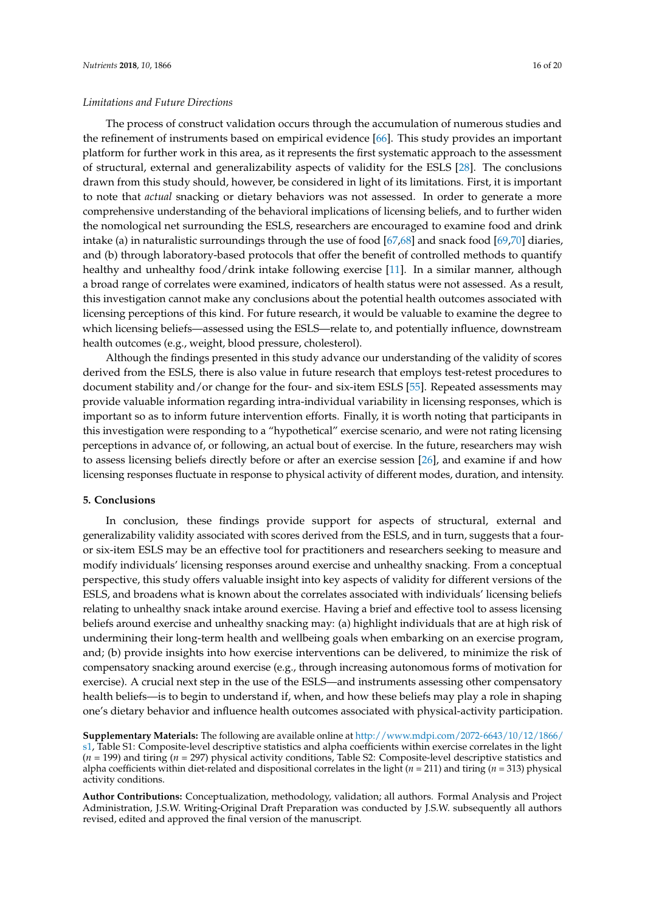*Limitations and Future Directions*

The process of construct validation occurs through the accumulation of numerous studies and the refinement of instruments based on empirical evidence [66]. This study provides an important platform for further work in this area, as it represents the first systematic approach to the assessment of structural, external and generalizability aspects of validity for the ESLS [28]. The conclusions drawn from this study should, however, be considered in light of its limitations. First, it is important to note that *actual* snacking or dietary behaviors was not assessed. In order to generate a more comprehensive understanding of the behavioral implications of licensing beliefs, and to further widen the nomological net surrounding the ESLS, researchers are encouraged to examine food and drink intake (a) in naturalistic surroundings through the use of food [67,68] and snack food [69,70] diaries, and (b) through laboratory-based protocols that offer the benefit of controlled methods to quantify healthy and unhealthy food/drink intake following exercise [11]. In a similar manner, although a broad range of correlates were examined, indicators of health status were not assessed. As a result, this investigation cannot make any conclusions about the potential health outcomes associated with licensing perceptions of this kind. For future research, it would be valuable to examine the degree to which licensing beliefs—assessed using the ESLS—relate to, and potentially influence, downstream health outcomes (e.g., weight, blood pressure, cholesterol).

Although the findings presented in this study advance our understanding of the validity of scores derived from the ESLS, there is also value in future research that employs test-retest procedures to document stability and/or change for the four- and six-item ESLS [55]. Repeated assessments may provide valuable information regarding intra-individual variability in licensing responses, which is important so as to inform future intervention efforts. Finally, it is worth noting that participants in this investigation were responding to a "hypothetical" exercise scenario, and were not rating licensing perceptions in advance of, or following, an actual bout of exercise. In the future, researchers may wish to assess licensing beliefs directly before or after an exercise session [26], and examine if and how licensing responses fluctuate in response to physical activity of different modes, duration, and intensity.

## 5. Conclusions

In conclusion, these findings provide support for aspects of structural, external and generalizability validity associated with scores derived from the ESLS, and in turn, suggests that a four- or six-item ESLS may be an effective tool for practitioners and researchers seeking to measure and modify individuals' licensing responses around exercise and unhealthy snacking. From a conceptual perspective, this study offers valuable insight into key aspects of validity for different versions of the ESLS, and broadens what is known about the correlates associated with individuals' licensing beliefs relating to unhealthy snack intake around exercise. Having a brief and effective tool to assess licensing beliefs around exercise and unhealthy snacking may: (a) highlight individuals that are at high risk of undermining their long-term health and wellbeing goals when embarking on an exercise program, and; (b) provide insights into how exercise interventions can be delivered, to minimize the risk of compensatory snacking around exercise (e.g., through increasing autonomous forms of motivation for exercise). A crucial next step in the use of the ESLS—and instruments assessing other compensatory health beliefs—is to begin to understand if, when, and how these beliefs may play a role in shaping one's dietary behavior and influence health outcomes associated with physical-activity participation.

**Supplementary Materials:** The following are available online at http://www.mdpi.com/2072-6643/10/12/1866/s1, Table S1: Composite-level descriptive statistics and alpha coefficients within exercise correlates in the light ($n$ = 199) and tiring ($n$ = 297) physical activity conditions, Table S2: Composite-level descriptive statistics and alpha coefficients within diet-related and dispositional correlates in the light ($n$ = 211) and tiring ($n$ = 313) physical activity conditions.

**Author Contributions:** Conceptualization, methodology, validation; all authors. Formal Analysis and Project Administration, J.S.W. Writing-Original Draft Preparation was conducted by J.S.W. subsequently all authors revised, edited and approved the final version of the manuscript.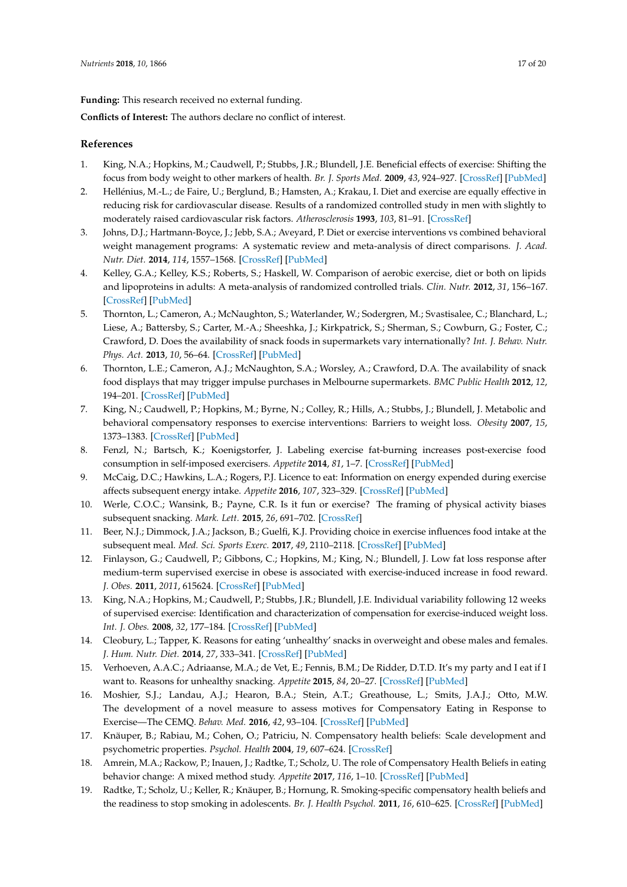**Funding:** This research received no external funding.

**Conflicts of Interest:** The authors declare no conflict of interest.

## References

1. King, N.A.; Hopkins, M.; Caudwell, P.; Stubbs, J.R.; Blundell, J.E. Beneficial effects of exercise: Shifting the focus from body weight to other markers of health. *Br. J. Sports Med.* **2009**, *43*, 924–927. [CrossRef] [PubMed]
2. Hellénius, M.-L.; de Faire, U.; Berglund, B.; Hamsten, A.; Krakau, I. Diet and exercise are equally effective in reducing risk for cardiovascular disease. Results of a randomized controlled study in men with slightly to moderately raised cardiovascular risk factors. *Atherosclerosis* **1993**, *103*, 81–91. [CrossRef]
3. Johns, D.J.; Hartmann-Boyce, J.; Jebb, S.A.; Aveyard, P. Diet or exercise interventions vs combined behavioral weight management programs: A systematic review and meta-analysis of direct comparisons. *J. Acad. Nutr. Diet.* **2014**, *114*, 1557–1568. [CrossRef] [PubMed]
4. Kelley, G.A.; Kelley, K.S.; Roberts, S.; Haskell, W. Comparison of aerobic exercise, diet or both on lipids and lipoproteins in adults: A meta-analysis of randomized controlled trials. *Clin. Nutr.* **2012**, *31*, 156–167. [CrossRef] [PubMed]
5. Thornton, L.; Cameron, A.; McNaughton, S.; Waterlander, W.; Sodergren, M.; Svastisalee, C.; Blanchard, L.; Liese, A.; Battersby, S.; Carter, M.-A.; Sheeshka, J.; Kirkpatrick, S.; Sherman, S.; Cowburn, G.; Foster, C.; Crawford, D. Does the availability of snack foods in supermarkets vary internationally? *Int. J. Behav. Nutr. Phys. Act.* **2013**, *10*, 56–64. [CrossRef] [PubMed]
6. Thornton, L.E.; Cameron, A.J.; McNaughton, S.A.; Worsley, A.; Crawford, D.A. The availability of snack food displays that may trigger impulse purchases in Melbourne supermarkets. *BMC Public Health* **2012**, *12*, 194–201. [CrossRef] [PubMed]
7. King, N.; Caudwell, P.; Hopkins, M.; Byrne, N.; Colley, R.; Hills, A.; Stubbs, J.; Blundell, J. Metabolic and behavioral compensatory responses to exercise interventions: Barriers to weight loss. *Obesity* **2007**, *15*, 1373–1383. [CrossRef] [PubMed]
8. Fenzl, N.; Bartsch, K.; Koenigstorfer, J. Labeling exercise fat-burning increases post-exercise food consumption in self-imposed exercisers. *Appetite* **2014**, *81*, 1–7. [CrossRef] [PubMed]
9. McCaig, D.C.; Hawkins, L.A.; Rogers, P.J. Licence to eat: Information on energy expended during exercise affects subsequent energy intake. *Appetite* **2016**, *107*, 323–329. [CrossRef] [PubMed]
10. Werle, C.O.C.; Wansink, B.; Payne, C.R. Is it fun or exercise? The framing of physical activity biases subsequent snacking. *Mark. Lett.* **2015**, *26*, 691–702. [CrossRef]
11. Beer, N.J.; Dimmock, J.A.; Jackson, B.; Guelfi, K.J. Providing choice in exercise influences food intake at the subsequent meal. *Med. Sci. Sports Exerc.* **2017**, *49*, 2110–2118. [CrossRef] [PubMed]
12. Finlayson, G.; Caudwell, P.; Gibbons, C.; Hopkins, M.; King, N.; Blundell, J. Low fat loss response after medium-term supervised exercise in obese is associated with exercise-induced increase in food reward. *J. Obes.* **2011**, *2011*, 615624. [CrossRef] [PubMed]
13. King, N.A.; Hopkins, M.; Caudwell, P.; Stubbs, J.R.; Blundell, J.E. Individual variability following 12 weeks of supervised exercise: Identification and characterization of compensation for exercise-induced weight loss. *Int. J. Obes.* **2008**, *32*, 177–184. [CrossRef] [PubMed]
14. Cleobury, L.; Tapper, K. Reasons for eating 'unhealthy' snacks in overweight and obese males and females. *J. Hum. Nutr. Diet.* **2014**, *27*, 333–341. [CrossRef] [PubMed]
15. Verhoeven, A.A.C.; Adriaanse, M.A.; de Vet, E.; Fennis, B.M.; De Ridder, D.T.D. It's my party and I eat if I want to. Reasons for unhealthy snacking. *Appetite* **2015**, *84*, 20–27. [CrossRef] [PubMed]
16. Moshier, S.J.; Landau, A.J.; Hearon, B.A.; Stein, A.T.; Greathouse, L.; Smits, J.A.J.; Otto, M.W. The development of a novel measure to assess motives for Compensatory Eating in Response to Exercise—The CEMQ. *Behav. Med.* **2016**, *42*, 93–104. [CrossRef] [PubMed]
17. Knäuper, B.; Rabiau, M.; Cohen, O.; Patriciu, N. Compensatory health beliefs: Scale development and psychometric properties. *Psychol. Health* **2004**, *19*, 607–624. [CrossRef]
18. Amrein, M.A.; Rackow, P.; Inauen, J.; Radtke, T.; Scholz, U. The role of Compensatory Health Beliefs in eating behavior change: A mixed method study. *Appetite* **2017**, *116*, 1–10. [CrossRef] [PubMed]
19. Radtke, T.; Scholz, U.; Keller, R.; Knäuper, B.; Hornung, R. Smoking-specific compensatory health beliefs and the readiness to stop smoking in adolescents. *Br. J. Health Psychol.* **2011**, *16*, 610–625. [CrossRef] [PubMed]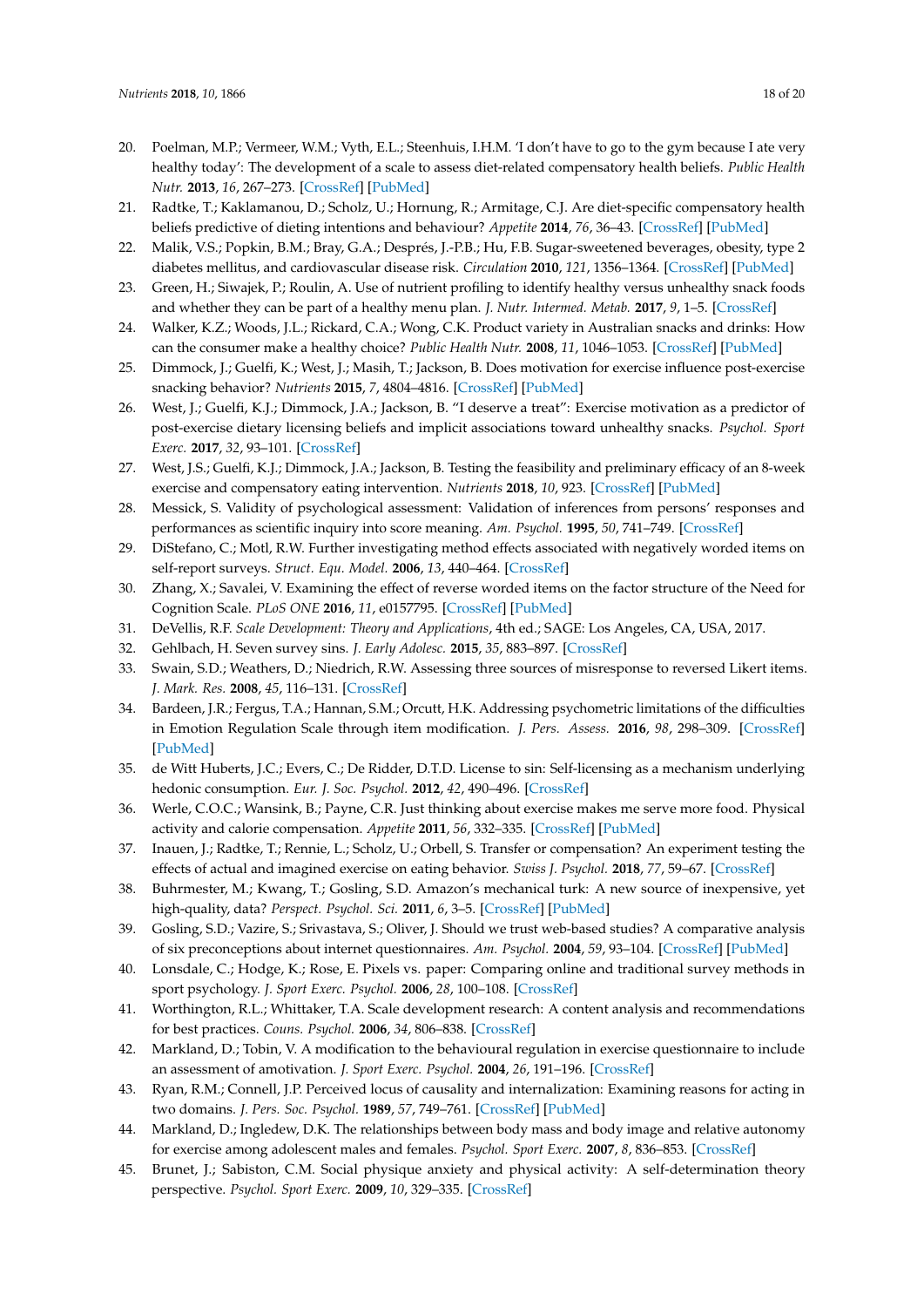20. Poelman, M.P.; Vermeer, W.M.; Vyth, E.L.; Steenhuis, I.H.M. 'I don't have to go to the gym because I ate very healthy today': The development of a scale to assess diet-related compensatory health beliefs. *Public Health Nutr.* **2013**, *16*, 267–273. [CrossRef] [PubMed]
21. Radtke, T.; Kaklamanou, D.; Scholz, U.; Hornung, R.; Armitage, C.J. Are diet-specific compensatory health beliefs predictive of dieting intentions and behaviour? *Appetite* **2014**, *76*, 36–43. [CrossRef] [PubMed]
22. Malik, V.S.; Popkin, B.M.; Bray, G.A.; Després, J.-P.B.; Hu, F.B. Sugar-sweetened beverages, obesity, type 2 diabetes mellitus, and cardiovascular disease risk. *Circulation* **2010**, *121*, 1356–1364. [CrossRef] [PubMed]
23. Green, H.; Siwajek, P.; Roulin, A. Use of nutrient profiling to identify healthy versus unhealthy snack foods and whether they can be part of a healthy menu plan. *J. Nutr. Intermed. Metab.* **2017**, *9*, 1–5. [CrossRef]
24. Walker, K.Z.; Woods, J.L.; Rickard, C.A.; Wong, C.K. Product variety in Australian snacks and drinks: How can the consumer make a healthy choice? *Public Health Nutr.* **2008**, *11*, 1046–1053. [CrossRef] [PubMed]
25. Dimmock, J.; Guelfi, K.; West, J.; Masih, T.; Jackson, B. Does motivation for exercise influence post-exercise snacking behavior? *Nutrients* **2015**, *7*, 4804–4816. [CrossRef] [PubMed]
26. West, J.; Guelfi, K.J.; Dimmock, J.A.; Jackson, B. "I deserve a treat": Exercise motivation as a predictor of post-exercise dietary licensing beliefs and implicit associations toward unhealthy snacks. *Psychol. Sport Exerc.* **2017**, *32*, 93–101. [CrossRef]
27. West, J.S.; Guelfi, K.J.; Dimmock, J.A.; Jackson, B. Testing the feasibility and preliminary efficacy of an 8-week exercise and compensatory eating intervention. *Nutrients* **2018**, *10*, 923. [CrossRef] [PubMed]
28. Messick, S. Validity of psychological assessment: Validation of inferences from persons' responses and performances as scientific inquiry into score meaning. *Am. Psychol.* **1995**, *50*, 741–749. [CrossRef]
29. DiStefano, C.; Motl, R.W. Further investigating method effects associated with negatively worded items on self-report surveys. *Struct. Equ. Model.* **2006**, *13*, 440–464. [CrossRef]
30. Zhang, X.; Savalei, V. Examining the effect of reverse worded items on the factor structure of the Need for Cognition Scale. *PLoS ONE* **2016**, *11*, e0157795. [CrossRef] [PubMed]
31. DeVellis, R.F. *Scale Development: Theory and Applications*, 4th ed.; SAGE: Los Angeles, CA, USA, 2017.
32. Gehlbach, H. Seven survey sins. *J. Early Adolesc.* **2015**, *35*, 883–897. [CrossRef]
33. Swain, S.D.; Weathers, D.; Niedrich, R.W. Assessing three sources of misresponse to reversed Likert items. *J. Mark. Res.* **2008**, *45*, 116–131. [CrossRef]
34. Bardeen, J.R.; Fergus, T.A.; Hannan, S.M.; Orcutt, H.K. Addressing psychometric limitations of the difficulties in Emotion Regulation Scale through item modification. *J. Pers. Assess.* **2016**, *98*, 298–309. [CrossRef] [PubMed]
35. de Witt Huberts, J.C.; Evers, C.; De Ridder, D.T.D. License to sin: Self-licensing as a mechanism underlying hedonic consumption. *Eur. J. Soc. Psychol.* **2012**, *42*, 490–496. [CrossRef]
36. Werle, C.O.C.; Wansink, B.; Payne, C.R. Just thinking about exercise makes me serve more food. Physical activity and calorie compensation. *Appetite* **2011**, *56*, 332–335. [CrossRef] [PubMed]
37. Inauen, J.; Radtke, T.; Rennie, L.; Scholz, U.; Orbell, S. Transfer or compensation? An experiment testing the effects of actual and imagined exercise on eating behavior. *Swiss J. Psychol.* **2018**, *77*, 59–67. [CrossRef]
38. Buhrmester, M.; Kwang, T.; Gosling, S.D. Amazon's mechanical turk: A new source of inexpensive, yet high-quality, data? *Perspect. Psychol. Sci.* **2011**, *6*, 3–5. [CrossRef] [PubMed]
39. Gosling, S.D.; Vazire, S.; Srivastava, S.; Oliver, J. Should we trust web-based studies? A comparative analysis of six preconceptions about internet questionnaires. *Am. Psychol.* **2004**, *59*, 93–104. [CrossRef] [PubMed]
40. Lonsdale, C.; Hodge, K.; Rose, E. Pixels vs. paper: Comparing online and traditional survey methods in sport psychology. *J. Sport Exerc. Psychol.* **2006**, *28*, 100–108. [CrossRef]
41. Worthington, R.L.; Whittaker, T.A. Scale development research: A content analysis and recommendations for best practices. *Couns. Psychol.* **2006**, *34*, 806–838. [CrossRef]
42. Markland, D.; Tobin, V. A modification to the behavioural regulation in exercise questionnaire to include an assessment of amotivation. *J. Sport Exerc. Psychol.* **2004**, *26*, 191–196. [CrossRef]
43. Ryan, R.M.; Connell, J.P. Perceived locus of causality and internalization: Examining reasons for acting in two domains. *J. Pers. Soc. Psychol.* **1989**, *57*, 749–761. [CrossRef] [PubMed]
44. Markland, D.; Ingledew, D.K. The relationships between body mass and body image and relative autonomy for exercise among adolescent males and females. *Psychol. Sport Exerc.* **2007**, *8*, 836–853. [CrossRef]
45. Brunet, J.; Sabiston, C.M. Social physique anxiety and physical activity: A self-determination theory perspective. *Psychol. Sport Exerc.* **2009**, *10*, 329–335. [CrossRef]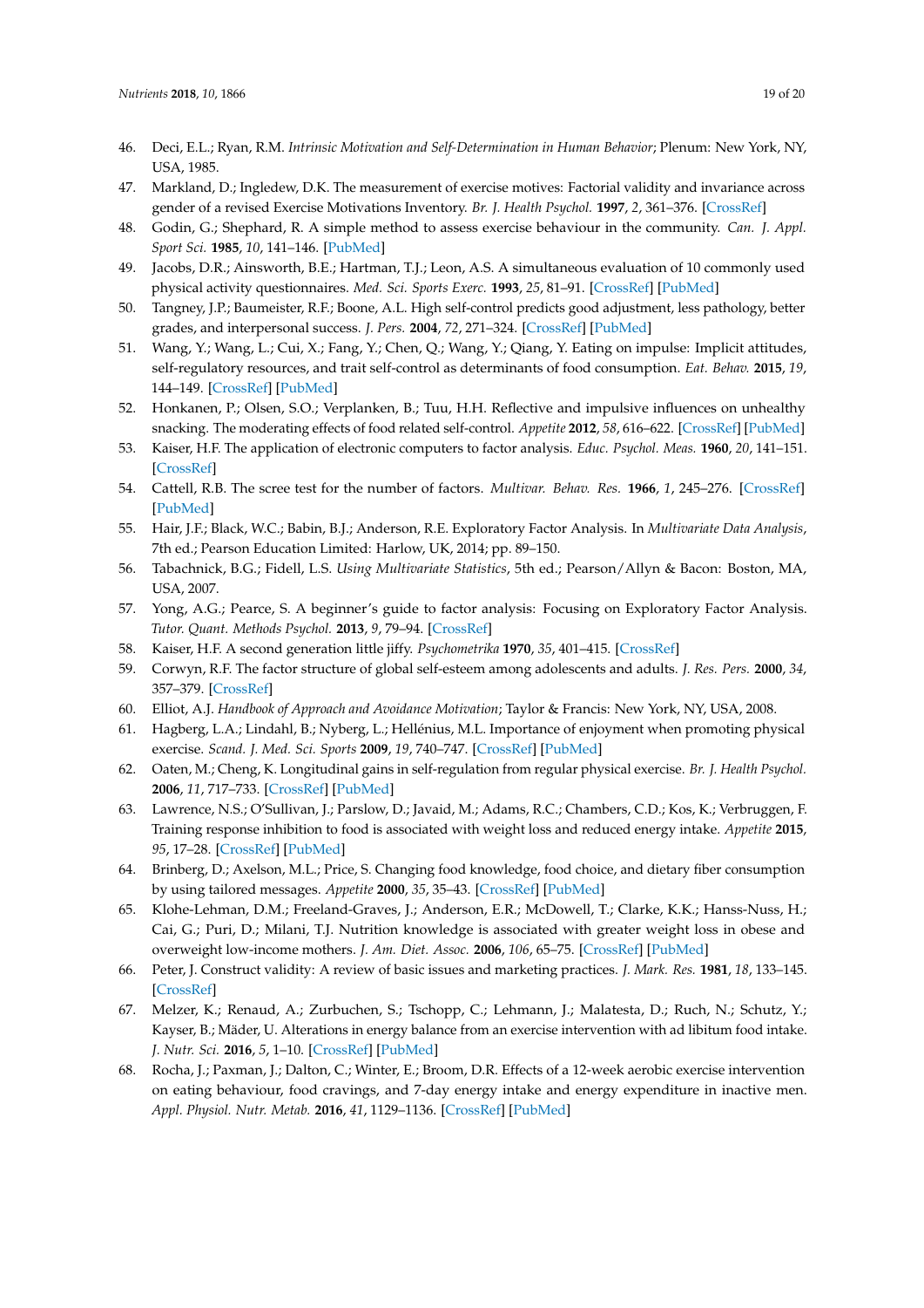46. Deci, E.L.; Ryan, R.M. *Intrinsic Motivation and Self-Determination in Human Behavior*; Plenum: New York, NY, USA, 1985.
47. Markland, D.; Ingledew, D.K. The measurement of exercise motives: Factorial validity and invariance across gender of a revised Exercise Motivations Inventory. *Br. J. Health Psychol.* **1997**, *2*, 361–376. [CrossRef]
48. Godin, G.; Shephard, R. A simple method to assess exercise behaviour in the community. *Can. J. Appl. Sport Sci.* **1985**, *10*, 141–146. [PubMed]
49. Jacobs, D.R.; Ainsworth, B.E.; Hartman, T.J.; Leon, A.S. A simultaneous evaluation of 10 commonly used physical activity questionnaires. *Med. Sci. Sports Exerc.* **1993**, *25*, 81–91. [CrossRef] [PubMed]
50. Tangney, J.P.; Baumeister, R.F.; Boone, A.L. High self-control predicts good adjustment, less pathology, better grades, and interpersonal success. *J. Pers.* **2004**, *72*, 271–324. [CrossRef] [PubMed]
51. Wang, Y.; Wang, L.; Cui, X.; Fang, Y.; Chen, Q.; Wang, Y.; Qiang, Y. Eating on impulse: Implicit attitudes, self-regulatory resources, and trait self-control as determinants of food consumption. *Eat. Behav.* **2015**, *19*, 144–149. [CrossRef] [PubMed]
52. Honkanen, P.; Olsen, S.O.; Verplanken, B.; Tuu, H.H. Reflective and impulsive influences on unhealthy snacking. The moderating effects of food related self-control. *Appetite* **2012**, *58*, 616–622. [CrossRef] [PubMed]
53. Kaiser, H.F. The application of electronic computers to factor analysis. *Educ. Psychol. Meas.* **1960**, *20*, 141–151. [CrossRef]
54. Cattell, R.B. The scree test for the number of factors. *Multivar. Behav. Res.* **1966**, *1*, 245–276. [CrossRef] [PubMed]
55. Hair, J.F.; Black, W.C.; Babin, B.J.; Anderson, R.E. Exploratory Factor Analysis. In *Multivariate Data Analysis*, 7th ed.; Pearson Education Limited: Harlow, UK, 2014; pp. 89–150.
56. Tabachnick, B.G.; Fidell, L.S. *Using Multivariate Statistics*, 5th ed.; Pearson/Allyn & Bacon: Boston, MA, USA, 2007.
57. Yong, A.G.; Pearce, S. A beginner's guide to factor analysis: Focusing on Exploratory Factor Analysis. *Tutor. Quant. Methods Psychol.* **2013**, *9*, 79–94. [CrossRef]
58. Kaiser, H.F. A second generation little jiffy. *Psychometrika* **1970**, *35*, 401–415. [CrossRef]
59. Corwyn, R.F. The factor structure of global self-esteem among adolescents and adults. *J. Res. Pers.* **2000**, *34*, 357–379. [CrossRef]
60. Elliot, A.J. *Handbook of Approach and Avoidance Motivation*; Taylor & Francis: New York, NY, USA, 2008.
61. Hagberg, L.A.; Lindahl, B.; Nyberg, L.; Hellénius, M.L. Importance of enjoyment when promoting physical exercise. *Scand. J. Med. Sci. Sports* **2009**, *19*, 740–747. [CrossRef] [PubMed]
62. Oaten, M.; Cheng, K. Longitudinal gains in self-regulation from regular physical exercise. *Br. J. Health Psychol.* **2006**, *11*, 717–733. [CrossRef] [PubMed]
63. Lawrence, N.S.; O'Sullivan, J.; Parslow, D.; Javaid, M.; Adams, R.C.; Chambers, C.D.; Kos, K.; Verbruggen, F. Training response inhibition to food is associated with weight loss and reduced energy intake. *Appetite* **2015**, *95*, 17–28. [CrossRef] [PubMed]
64. Brinberg, D.; Axelson, M.L.; Price, S. Changing food knowledge, food choice, and dietary fiber consumption by using tailored messages. *Appetite* **2000**, *35*, 35–43. [CrossRef] [PubMed]
65. Klohe-Lehman, D.M.; Freeland-Graves, J.; Anderson, E.R.; McDowell, T.; Clarke, K.K.; Hanss-Nuss, H.; Cai, G.; Puri, D.; Milani, T.J. Nutrition knowledge is associated with greater weight loss in obese and overweight low-income mothers. *J. Am. Diet. Assoc.* **2006**, *106*, 65–75. [CrossRef] [PubMed]
66. Peter, J. Construct validity: A review of basic issues and marketing practices. *J. Mark. Res.* **1981**, *18*, 133–145. [CrossRef]
67. Melzer, K.; Renaud, A.; Zurbuchen, S.; Tschopp, C.; Lehmann, J.; Malatesta, D.; Ruch, N.; Schutz, Y.; Kayser, B.; Mäder, U. Alterations in energy balance from an exercise intervention with ad libitum food intake. *J. Nutr. Sci.* **2016**, *5*, 1–10. [CrossRef] [PubMed]
68. Rocha, J.; Paxman, J.; Dalton, C.; Winter, E.; Broom, D.R. Effects of a 12-week aerobic exercise intervention on eating behaviour, food cravings, and 7-day energy intake and energy expenditure in inactive men. *Appl. Physiol. Nutr. Metab.* **2016**, *41*, 1129–1136. [CrossRef] [PubMed]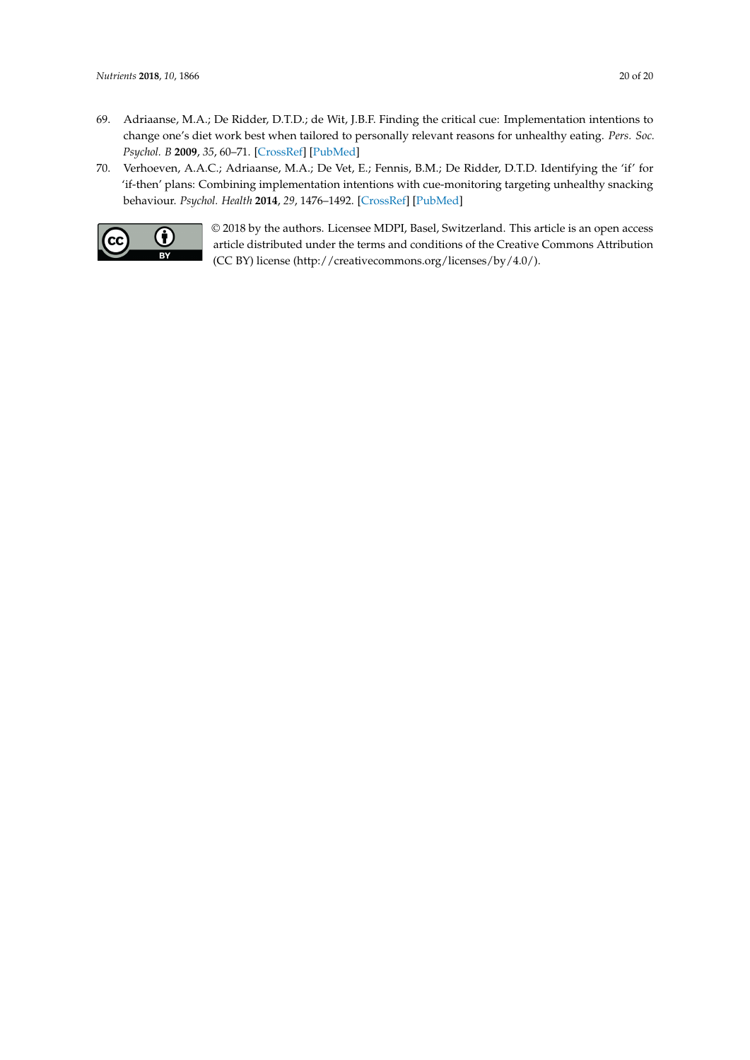69. Adriaanse, M.A.; De Ridder, D.T.D.; de Wit, J.B.F. Finding the critical cue: Implementation intentions to change one's diet work best when tailored to personally relevant reasons for unhealthy eating. *Pers. Soc. Psychol. B* **2009**, *35*, 60–71. [CrossRef] [PubMed]
70. Verhoeven, A.A.C.; Adriaanse, M.A.; De Vet, E.; Fennis, B.M.; De Ridder, D.T.D. Identifying the 'if' for 'if-then' plans: Combining implementation intentions with cue-monitoring targeting unhealthy snacking behaviour. *Psychol. Health* **2014**, *29*, 1476–1492. [CrossRef] [PubMed]

© 2018 by the authors. Licensee MDPI, Basel, Switzerland. This article is an open access article distributed under the terms and conditions of the Creative Commons Attribution (CC BY) license (http://creativecommons.org/licenses/by/4.0/).